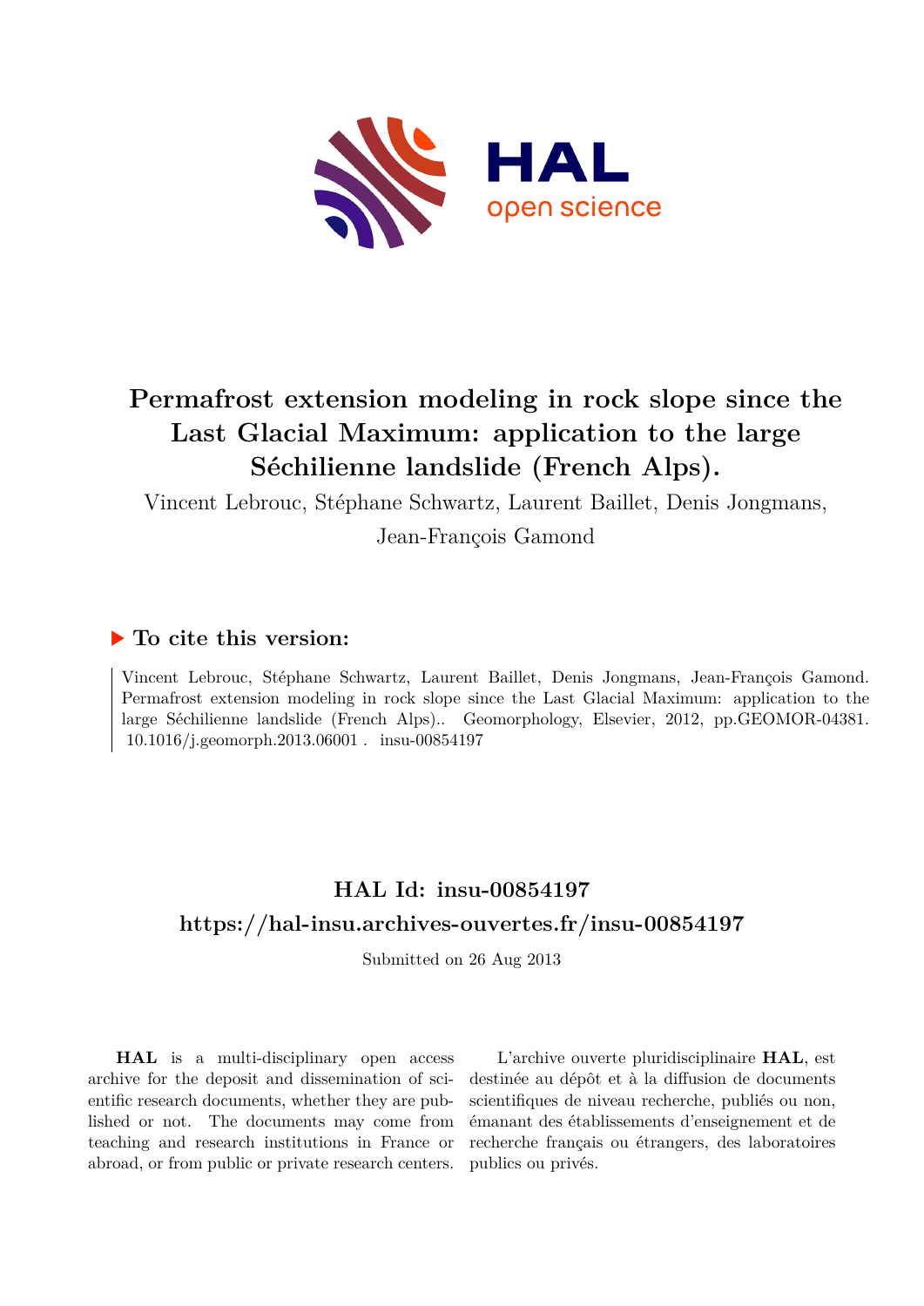# Permafrost extension modeling in rock slope since the Last Glacial Maximum: application to the large Séchilienne landslide (French Alps).

Vincent Lebrouc, Stéphane Schwartz, Laurent Baillet, Denis Jongmans, Jean-François Gamond

## ▶ To cite this version:

Vincent Lebrouc, Stéphane Schwartz, Laurent Baillet, Denis Jongmans, Jean-François Gamond. Permafrost extension modeling in rock slope since the Last Glacial Maximum: application to the large Séchilienne landslide (French Alps).. Geomorphology, Elsevier, 2012, pp.GEOMOR-04381. 10.1016/j.geomorph.2013.06001 . insu-00854197

## HAL Id: insu-00854197

## https://hal-insu.archives-ouvertes.fr/insu-00854197

Submitted on 26 Aug 2013

**HAL** is a multi-disciplinary open access archive for the deposit and dissemination of scientific research documents, whether they are published or not. The documents may come from teaching and research institutions in France or abroad, or from public or private research centers.

L'archive ouverte pluridisciplinaire **HAL**, est destinée au dépôt et à la diffusion de documents scientifiques de niveau recherche, publiés ou non, émanant des établissements d'enseignement et de recherche français ou étrangers, des laboratoires publics ou privés.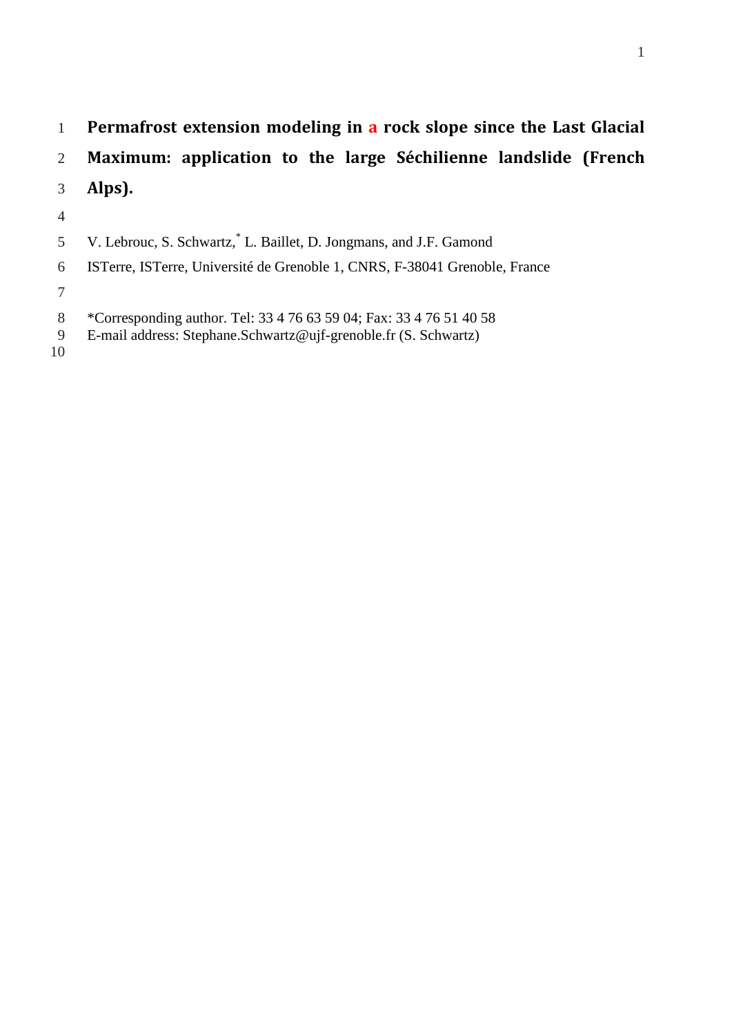# Permafrost extension modeling in a rock slope since the Last Glacial Maximum: application to the large Séchilienne landslide (French Alps).

V. Lebrouc, S. Schwartz,* L. Baillet, D. Jongmans, and J.F. Gamond

ISTerre, ISTerre, Université de Grenoble 1, CNRS, F-38041 Grenoble, France

*Corresponding author. Tel: 33 4 76 63 59 04; Fax: 33 4 76 51 40 58
E-mail address: Stephane.Schwartz@ujf-grenoble.fr (S. Schwartz)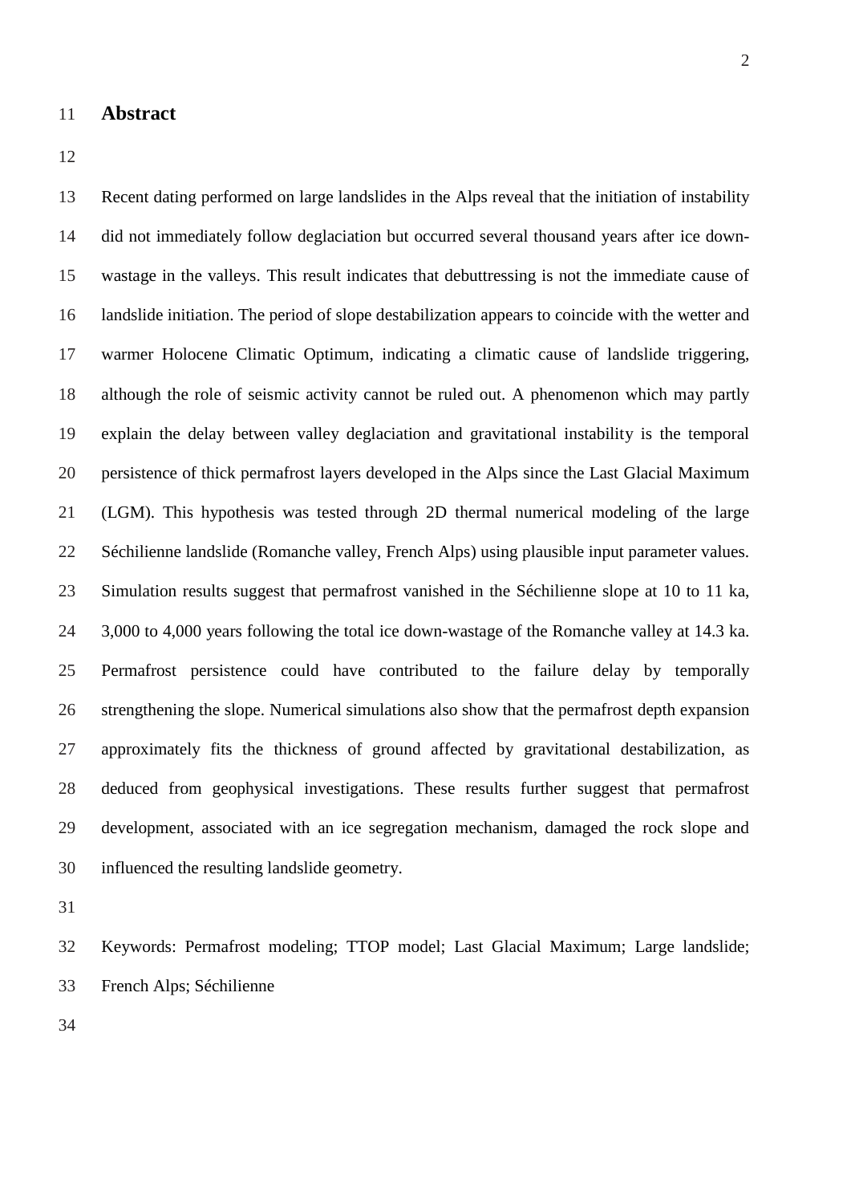## Abstract

Recent dating performed on large landslides in the Alps reveal that the initiation of instability did not immediately follow deglaciation but occurred several thousand years after ice down-wastage in the valleys. This result indicates that debuttressing is not the immediate cause of landslide initiation. The period of slope destabilization appears to coincide with the wetter and warmer Holocene Climatic Optimum, indicating a climatic cause of landslide triggering, although the role of seismic activity cannot be ruled out. A phenomenon which may partly explain the delay between valley deglaciation and gravitational instability is the temporal persistence of thick permafrost layers developed in the Alps since the Last Glacial Maximum (LGM). This hypothesis was tested through 2D thermal numerical modeling of the large Séchilienne landslide (Romanche valley, French Alps) using plausible input parameter values. Simulation results suggest that permafrost vanished in the Séchilienne slope at 10 to 11 ka, 3,000 to 4,000 years following the total ice down-wastage of the Romanche valley at 14.3 ka. Permafrost persistence could have contributed to the failure delay by temporally strengthening the slope. Numerical simulations also show that the permafrost depth expansion approximately fits the thickness of ground affected by gravitational destabilization, as deduced from geophysical investigations. These results further suggest that permafrost development, associated with an ice segregation mechanism, damaged the rock slope and influenced the resulting landslide geometry.

Keywords: Permafrost modeling; TTOP model; Last Glacial Maximum; Large landslide; French Alps; Séchilienne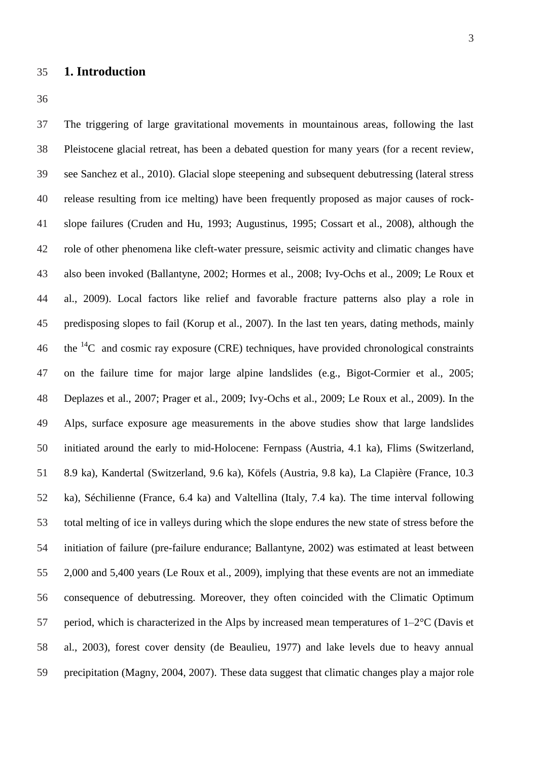# 1. Introduction

The triggering of large gravitational movements in mountainous areas, following the last Pleistocene glacial retreat, has been a debated question for many years (for a recent review, see Sanchez et al., 2010). Glacial slope steepening and subsequent debutressing (lateral stress release resulting from ice melting) have been frequently proposed as major causes of rock-slope failures (Cruden and Hu, 1993; Augustinus, 1995; Cossart et al., 2008), although the role of other phenomena like cleft-water pressure, seismic activity and climatic changes have also been invoked (Ballantyne, 2002; Hormes et al., 2008; Ivy-Ochs et al., 2009; Le Roux et al., 2009). Local factors like relief and favorable fracture patterns also play a role in predisposing slopes to fail (Korup et al., 2007). In the last ten years, dating methods, mainly the $^{14}C$ and cosmic ray exposure (CRE) techniques, have provided chronological constraints on the failure time for major large alpine landslides (e.g., Bigot-Cormier et al., 2005; Deplazes et al., 2007; Prager et al., 2009; Ivy-Ochs et al., 2009; Le Roux et al., 2009). In the Alps, surface exposure age measurements in the above studies show that large landslides initiated around the early to mid-Holocene: Fernpass (Austria, 4.1 ka), Flims (Switzerland, 8.9 ka), Kandertal (Switzerland, 9.6 ka), Köfels (Austria, 9.8 ka), La Clapière (France, 10.3 ka), Séchilienne (France, 6.4 ka) and Valtellina (Italy, 7.4 ka). The time interval following total melting of ice in valleys during which the slope endures the new state of stress before the initiation of failure (pre-failure endurance; Ballantyne, 2002) was estimated at least between 2,000 and 5,400 years (Le Roux et al., 2009), implying that these events are not an immediate consequence of debutressing. Moreover, they often coincided with the Climatic Optimum period, which is characterized in the Alps by increased mean temperatures of 1–2°C (Davis et al., 2003), forest cover density (de Beaulieu, 1977) and lake levels due to heavy annual precipitation (Magny, 2004, 2007). These data suggest that climatic changes play a major role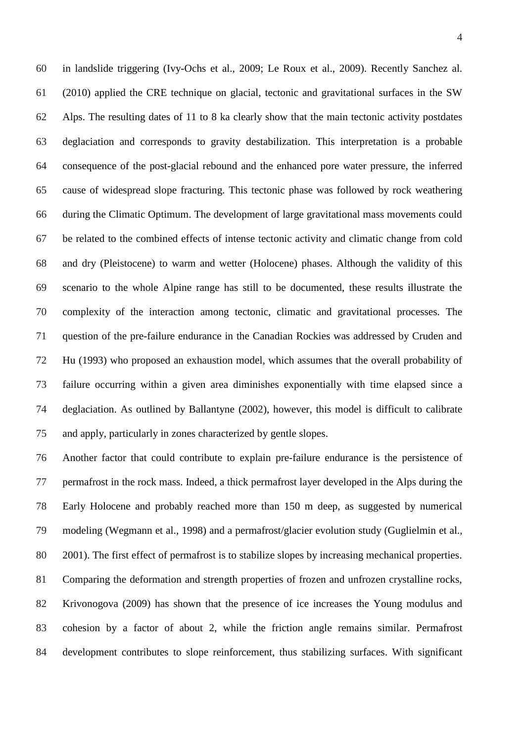in landslide triggering (Ivy-Ochs et al., 2009; Le Roux et al., 2009). Recently Sanchez al. (2010) applied the CRE technique on glacial, tectonic and gravitational surfaces in the SW Alps. The resulting dates of 11 to 8 ka clearly show that the main tectonic activity postdates deglaciation and corresponds to gravity destabilization. This interpretation is a probable consequence of the post-glacial rebound and the enhanced pore water pressure, the inferred cause of widespread slope fracturing. This tectonic phase was followed by rock weathering during the Climatic Optimum. The development of large gravitational mass movements could be related to the combined effects of intense tectonic activity and climatic change from cold and dry (Pleistocene) to warm and wetter (Holocene) phases. Although the validity of this scenario to the whole Alpine range has still to be documented, these results illustrate the complexity of the interaction among tectonic, climatic and gravitational processes. The question of the pre-failure endurance in the Canadian Rockies was addressed by Cruden and Hu (1993) who proposed an exhaustion model, which assumes that the overall probability of failure occurring within a given area diminishes exponentially with time elapsed since a deglaciation. As outlined by Ballantyne (2002), however, this model is difficult to calibrate and apply, particularly in zones characterized by gentle slopes.

Another factor that could contribute to explain pre-failure endurance is the persistence of permafrost in the rock mass. Indeed, a thick permafrost layer developed in the Alps during the Early Holocene and probably reached more than 150 m deep, as suggested by numerical modeling (Wegmann et al., 1998) and a permafrost/glacier evolution study (Guglielmin et al., 2001). The first effect of permafrost is to stabilize slopes by increasing mechanical properties. Comparing the deformation and strength properties of frozen and unfrozen crystalline rocks, Krivonogova (2009) has shown that the presence of ice increases the Young modulus and cohesion by a factor of about 2, while the friction angle remains similar. Permafrost development contributes to slope reinforcement, thus stabilizing surfaces. With significant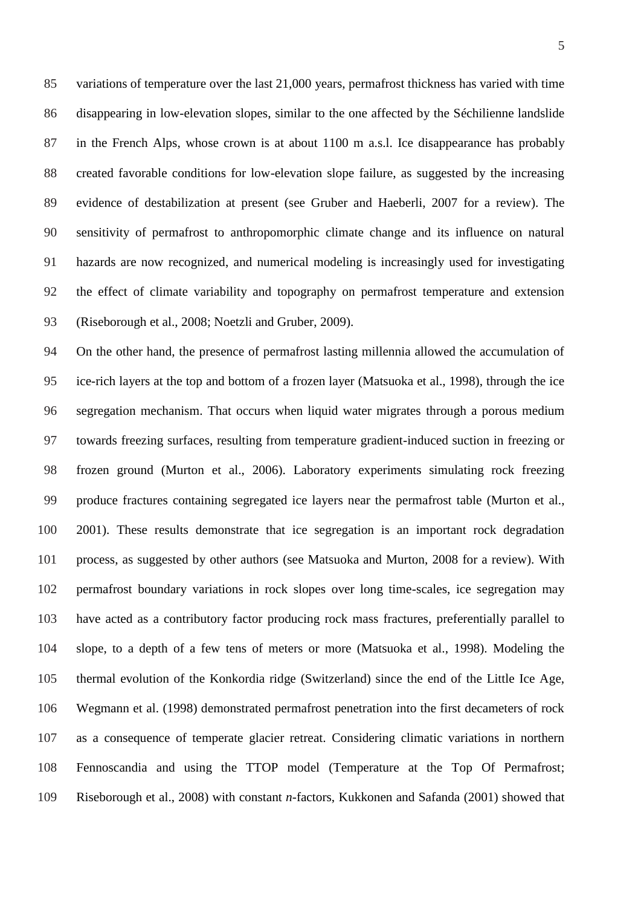variations of temperature over the last 21,000 years, permafrost thickness has varied with time disappearing in low-elevation slopes, similar to the one affected by the Séchilienne landslide in the French Alps, whose crown is at about 1100 m a.s.l. Ice disappearance has probably created favorable conditions for low-elevation slope failure, as suggested by the increasing evidence of destabilization at present (see Gruber and Haeberli, 2007 for a review). The sensitivity of permafrost to anthropomorphic climate change and its influence on natural hazards are now recognized, and numerical modeling is increasingly used for investigating the effect of climate variability and topography on permafrost temperature and extension (Riseborough et al., 2008; Noetzli and Gruber, 2009).

On the other hand, the presence of permafrost lasting millennia allowed the accumulation of ice-rich layers at the top and bottom of a frozen layer (Matsuoka et al., 1998), through the ice segregation mechanism. That occurs when liquid water migrates through a porous medium towards freezing surfaces, resulting from temperature gradient-induced suction in freezing or frozen ground (Murton et al., 2006). Laboratory experiments simulating rock freezing produce fractures containing segregated ice layers near the permafrost table (Murton et al., 2001). These results demonstrate that ice segregation is an important rock degradation process, as suggested by other authors (see Matsuoka and Murton, 2008 for a review). With permafrost boundary variations in rock slopes over long time-scales, ice segregation may have acted as a contributory factor producing rock mass fractures, preferentially parallel to slope, to a depth of a few tens of meters or more (Matsuoka et al., 1998). Modeling the thermal evolution of the Konkordia ridge (Switzerland) since the end of the Little Ice Age, Wegmann et al. (1998) demonstrated permafrost penetration into the first decameters of rock as a consequence of temperate glacier retreat. Considering climatic variations in northern Fennoscandia and using the TTOP model (Temperature at the Top Of Permafrost; Riseborough et al., 2008) with constant *n*-factors, Kukkonen and Safanda (2001) showed that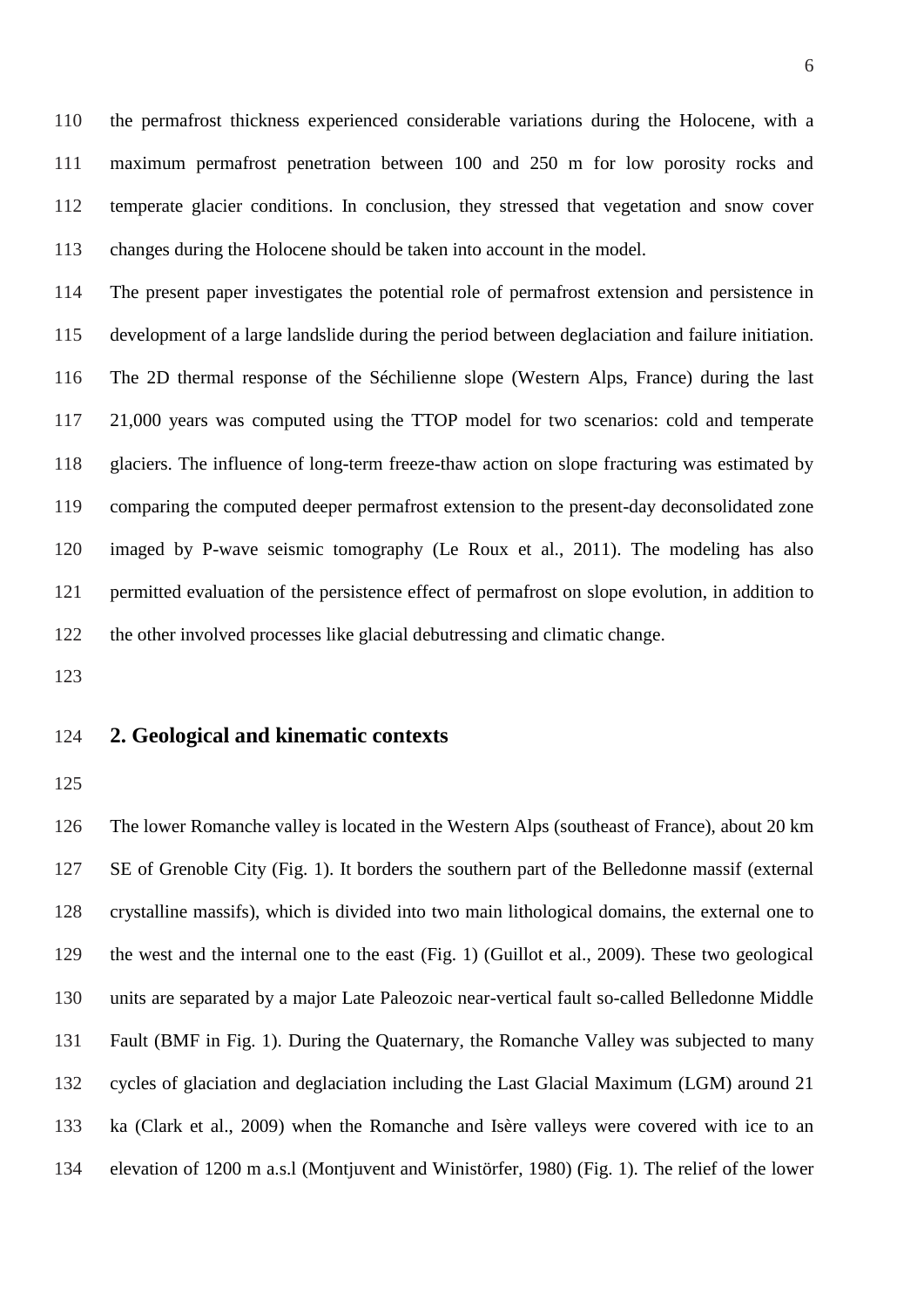the permafrost thickness experienced considerable variations during the Holocene, with a maximum permafrost penetration between 100 and 250 m for low porosity rocks and temperate glacier conditions. In conclusion, they stressed that vegetation and snow cover changes during the Holocene should be taken into account in the model.

The present paper investigates the potential role of permafrost extension and persistence in development of a large landslide during the period between deglaciation and failure initiation. The 2D thermal response of the Séchilienne slope (Western Alps, France) during the last 21,000 years was computed using the TTOP model for two scenarios: cold and temperate glaciers. The influence of long-term freeze-thaw action on slope fracturing was estimated by comparing the computed deeper permafrost extension to the present-day deconsolidated zone imaged by P-wave seismic tomography (Le Roux et al., 2011). The modeling has also permitted evaluation of the persistence effect of permafrost on slope evolution, in addition to the other involved processes like glacial debutressing and climatic change.

## 2. Geological and kinematic contexts

The lower Romanche valley is located in the Western Alps (southeast of France), about 20 km SE of Grenoble City (Fig. 1). It borders the southern part of the Belledonne massif (external crystalline massifs), which is divided into two main lithological domains, the external one to the west and the internal one to the east (Fig. 1) (Guillot et al., 2009). These two geological units are separated by a major Late Paleozoic near-vertical fault so-called Belledonne Middle Fault (BMF in Fig. 1). During the Quaternary, the Romanche Valley was subjected to many cycles of glaciation and deglaciation including the Last Glacial Maximum (LGM) around 21 ka (Clark et al., 2009) when the Romanche and Isère valleys were covered with ice to an elevation of 1200 m a.s.l (Montjuvent and Winistörfer, 1980) (Fig. 1). The relief of the lower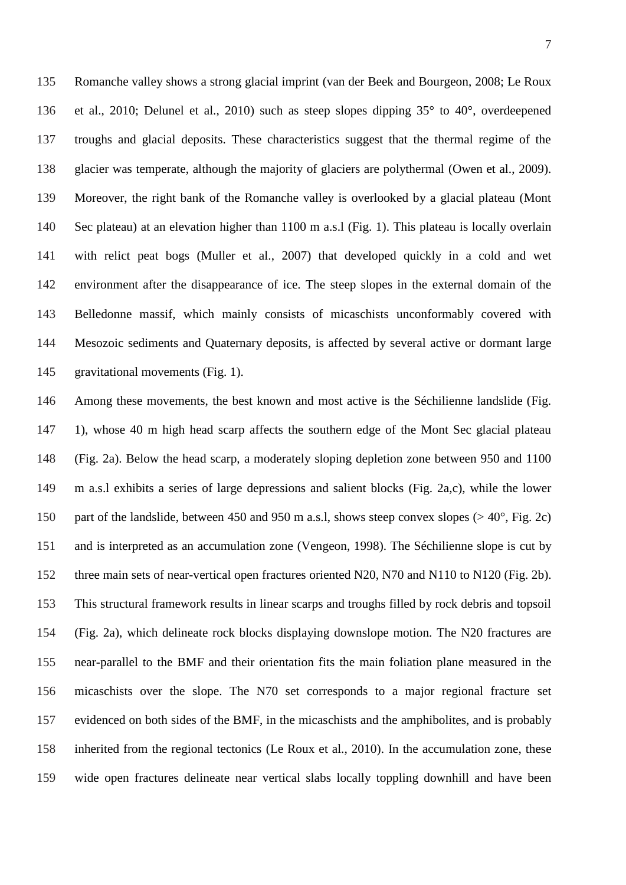Romanche valley shows a strong glacial imprint (van der Beek and Bourgeon, 2008; Le Roux et al., 2010; Delunel et al., 2010) such as steep slopes dipping 35° to 40°, overdeepened troughs and glacial deposits. These characteristics suggest that the thermal regime of the glacier was temperate, although the majority of glaciers are polythermal (Owen et al., 2009). Moreover, the right bank of the Romanche valley is overlooked by a glacial plateau (Mont Sec plateau) at an elevation higher than 1100 m a.s.l (Fig. 1). This plateau is locally overlain with relict peat bogs (Muller et al., 2007) that developed quickly in a cold and wet environment after the disappearance of ice. The steep slopes in the external domain of the Belledonne massif, which mainly consists of micaschists unconformably covered with Mesozoic sediments and Quaternary deposits, is affected by several active or dormant large gravitational movements (Fig. 1).

Among these movements, the best known and most active is the Séchilienne landslide (Fig. 1), whose 40 m high head scarp affects the southern edge of the Mont Sec glacial plateau (Fig. 2a). Below the head scarp, a moderately sloping depletion zone between 950 and 1100 m a.s.l exhibits a series of large depressions and salient blocks (Fig. 2a,c), while the lower part of the landslide, between 450 and 950 m a.s.l, shows steep convex slopes (> 40°, Fig. 2c) and is interpreted as an accumulation zone (Vengeon, 1998). The Séchilienne slope is cut by three main sets of near-vertical open fractures oriented N20, N70 and N110 to N120 (Fig. 2b). This structural framework results in linear scarps and troughs filled by rock debris and topsoil (Fig. 2a), which delineate rock blocks displaying downslope motion. The N20 fractures are near-parallel to the BMF and their orientation fits the main foliation plane measured in the micaschists over the slope. The N70 set corresponds to a major regional fracture set evidenced on both sides of the BMF, in the micaschists and the amphibolites, and is probably inherited from the regional tectonics (Le Roux et al., 2010). In the accumulation zone, these wide open fractures delineate near vertical slabs locally toppling downhill and have been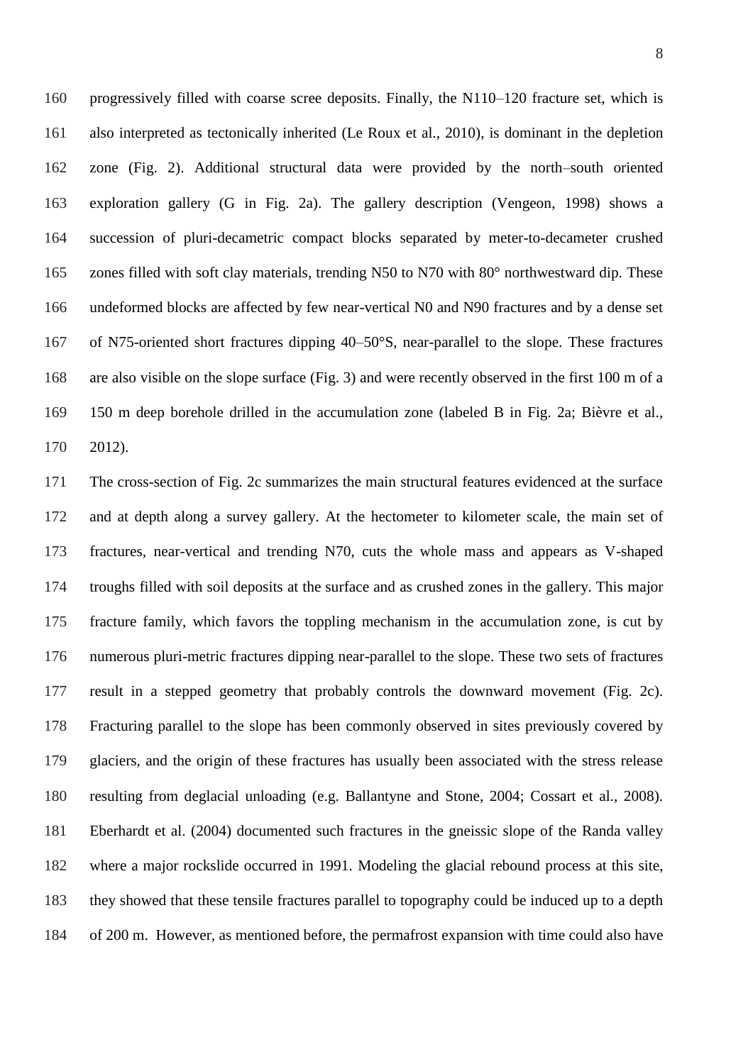progressively filled with coarse scree deposits. Finally, the N110–120 fracture set, which is also interpreted as tectonically inherited (Le Roux et al., 2010), is dominant in the depletion zone (Fig. 2). Additional structural data were provided by the north–south oriented exploration gallery (G in Fig. 2a). The gallery description (Vengeon, 1998) shows a succession of pluri-decametric compact blocks separated by meter-to-decameter crushed zones filled with soft clay materials, trending N50 to N70 with 80° northwestward dip. These undeformed blocks are affected by few near-vertical N0 and N90 fractures and by a dense set of N75-oriented short fractures dipping 40–50°S, near-parallel to the slope. These fractures are also visible on the slope surface (Fig. 3) and were recently observed in the first 100 m of a 150 m deep borehole drilled in the accumulation zone (labeled B in Fig. 2a; Bièvre et al., 2012).

The cross-section of Fig. 2c summarizes the main structural features evidenced at the surface and at depth along a survey gallery. At the hectometer to kilometer scale, the main set of fractures, near-vertical and trending N70, cuts the whole mass and appears as V-shaped troughs filled with soil deposits at the surface and as crushed zones in the gallery. This major fracture family, which favors the toppling mechanism in the accumulation zone, is cut by numerous pluri-metric fractures dipping near-parallel to the slope. These two sets of fractures result in a stepped geometry that probably controls the downward movement (Fig. 2c). Fracturing parallel to the slope has been commonly observed in sites previously covered by glaciers, and the origin of these fractures has usually been associated with the stress release resulting from deglacial unloading (e.g. Ballantyne and Stone, 2004; Cossart et al., 2008). Eberhardt et al. (2004) documented such fractures in the gneissic slope of the Randa valley where a major rockslide occurred in 1991. Modeling the glacial rebound process at this site, they showed that these tensile fractures parallel to topography could be induced up to a depth of 200 m. However, as mentioned before, the permafrost expansion with time could also have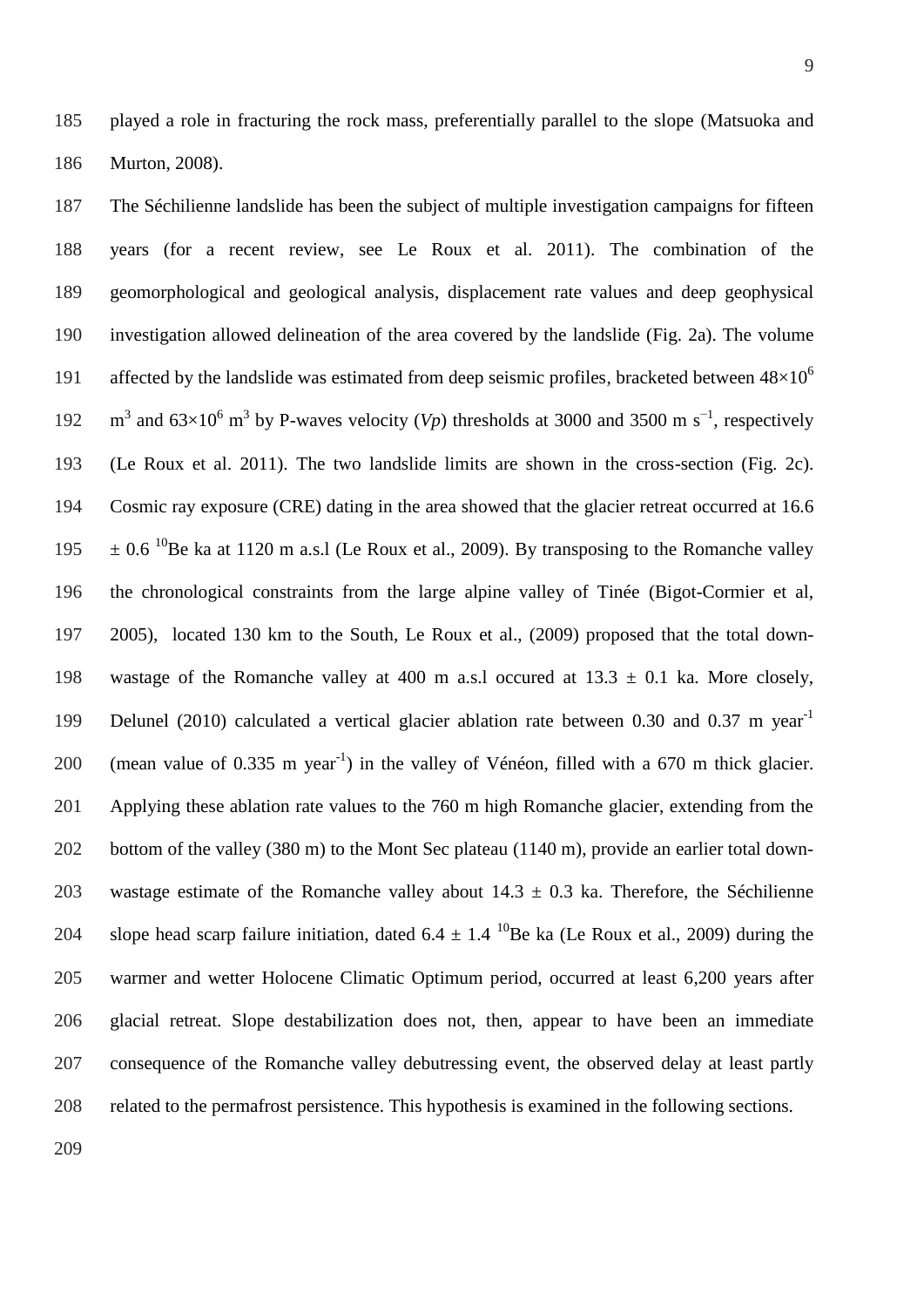played a role in fracturing the rock mass, preferentially parallel to the slope (Matsuoka and Murton, 2008).

The Séchilienne landslide has been the subject of multiple investigation campaigns for fifteen years (for a recent review, see Le Roux et al. 2011). The combination of the geomorphological and geological analysis, displacement rate values and deep geophysical investigation allowed delineation of the area covered by the landslide (Fig. 2a). The volume affected by the landslide was estimated from deep seismic profiles, bracketed between $48\times10^6$ $m^3$ and $63\times10^6$ $m^3$ by P-waves velocity ($Vp$) thresholds at 3000 and 3500 m $s^{-1}$, respectively (Le Roux et al. 2011). The two landslide limits are shown in the cross-section (Fig. 2c). Cosmic ray exposure (CRE) dating in the area showed that the glacier retreat occurred at 16.6 $\pm$ 0.6 $^{10}$Be ka at 1120 m a.s.l (Le Roux et al., 2009). By transposing to the Romanche valley the chronological constraints from the large alpine valley of Tinée (Bigot-Cormier et al, 2005), located 130 km to the South, Le Roux et al., (2009) proposed that the total down-wastage of the Romanche valley at 400 m a.s.l occured at 13.3 $\pm$ 0.1 ka. More closely, Delunel (2010) calculated a vertical glacier ablation rate between 0.30 and 0.37 m $year^{-1}$ (mean value of 0.335 m $year^{-1}$) in the valley of Vénéon, filled with a 670 m thick glacier. Applying these ablation rate values to the 760 m high Romanche glacier, extending from the bottom of the valley (380 m) to the Mont Sec plateau (1140 m), provide an earlier total down-wastage estimate of the Romanche valley about 14.3 $\pm$ 0.3 ka. Therefore, the Séchilienne slope head scarp failure initiation, dated 6.4 $\pm$ 1.4 $^{10}$Be ka (Le Roux et al., 2009) during the warmer and wetter Holocene Climatic Optimum period, occurred at least 6,200 years after glacial retreat. Slope destabilization does not, then, appear to have been an immediate consequence of the Romanche valley debutressing event, the observed delay at least partly related to the permafrost persistence. This hypothesis is examined in the following sections.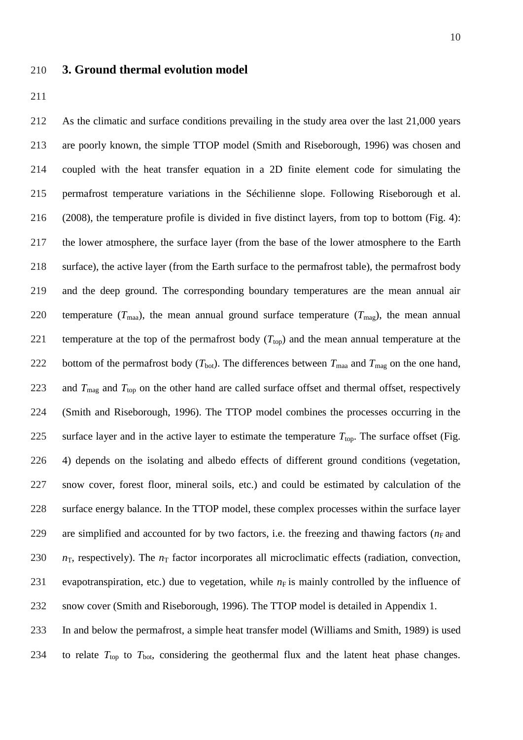## 3. Ground thermal evolution model

As the climatic and surface conditions prevailing in the study area over the last 21,000 years are poorly known, the simple TTOP model (Smith and Riseborough, 1996) was chosen and coupled with the heat transfer equation in a 2D finite element code for simulating the permafrost temperature variations in the Séchilienne slope. Following Riseborough et al. (2008), the temperature profile is divided in five distinct layers, from top to bottom (Fig. 4): the lower atmosphere, the surface layer (from the base of the lower atmosphere to the Earth surface), the active layer (from the Earth surface to the permafrost table), the permafrost body and the deep ground. The corresponding boundary temperatures are the mean annual air temperature ($T_{\mathrm{maa}}$), the mean annual ground surface temperature ($T_{\mathrm{mag}}$), the mean annual temperature at the top of the permafrost body ($T_{\mathrm{top}}$) and the mean annual temperature at the bottom of the permafrost body ($T_{\mathrm{bot}}$). The differences between $T_{\mathrm{maa}}$ and $T_{\mathrm{mag}}$ on the one hand, and $T_{\mathrm{mag}}$ and $T_{\mathrm{top}}$ on the other hand are called surface offset and thermal offset, respectively (Smith and Riseborough, 1996). The TTOP model combines the processes occurring in the surface layer and in the active layer to estimate the temperature $T_{\mathrm{top}}$. The surface offset (Fig. 4) depends on the isolating and albedo effects of different ground conditions (vegetation, snow cover, forest floor, mineral soils, etc.) and could be estimated by calculation of the surface energy balance. In the TTOP model, these complex processes within the surface layer are simplified and accounted for by two factors, i.e. the freezing and thawing factors ($n_{\mathrm{F}}$ and $n_{\mathrm{T}}$, respectively). The $n_{\mathrm{T}}$ factor incorporates all microclimatic effects (radiation, convection, evapotranspiration, etc.) due to vegetation, while $n_{\mathrm{F}}$ is mainly controlled by the influence of snow cover (Smith and Riseborough, 1996). The TTOP model is detailed in Appendix 1.

In and below the permafrost, a simple heat transfer model (Williams and Smith, 1989) is used to relate $T_{\mathrm{top}}$ to $T_{\mathrm{bot}}$, considering the geothermal flux and the latent heat phase changes.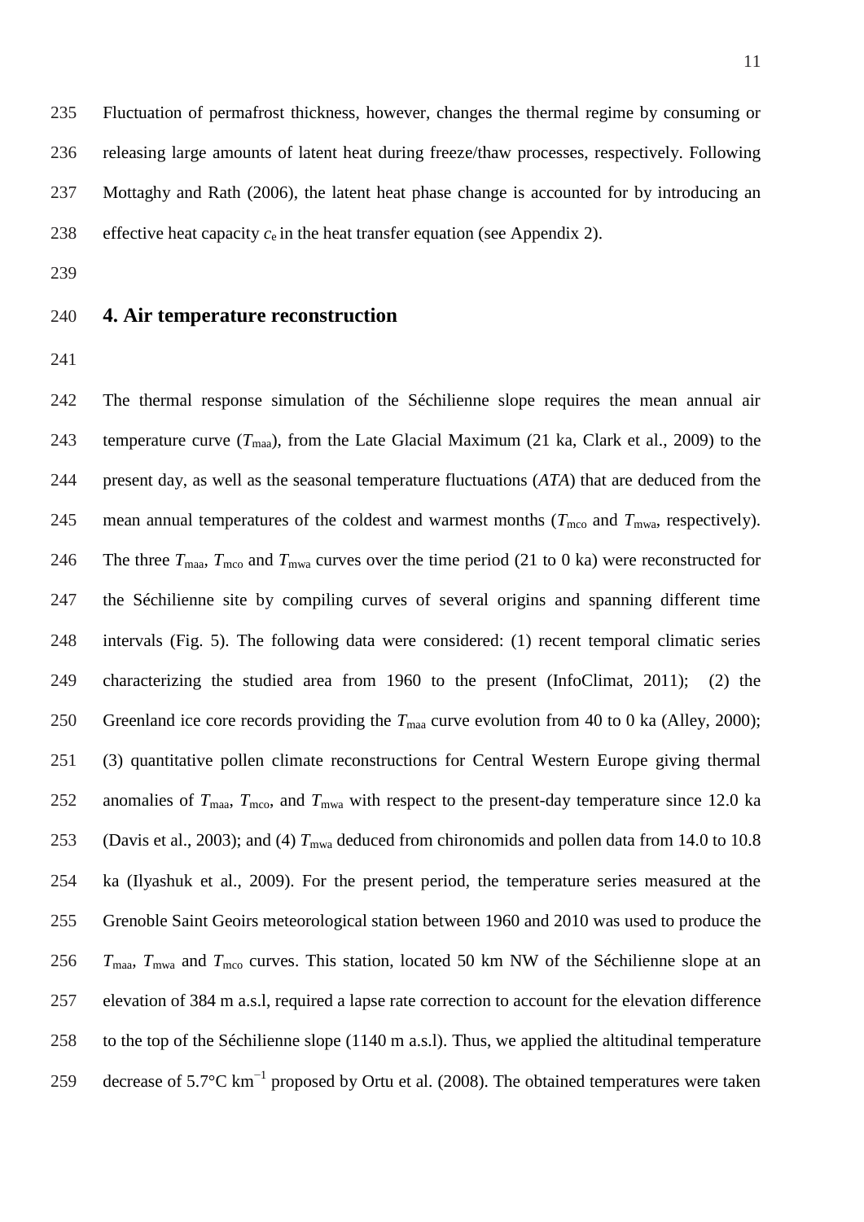Fluctuation of permafrost thickness, however, changes the thermal regime by consuming or releasing large amounts of latent heat during freeze/thaw processes, respectively. Following Mottaghy and Rath (2006), the latent heat phase change is accounted for by introducing an effective heat capacity $c_e$ in the heat transfer equation (see Appendix 2).

## 4. Air temperature reconstruction

The thermal response simulation of the Séchilienne slope requires the mean annual air temperature curve ($T_{maa}$), from the Late Glacial Maximum (21 ka, Clark et al., 2009) to the present day, as well as the seasonal temperature fluctuations (*ATA*) that are deduced from the mean annual temperatures of the coldest and warmest months ($T_{mco}$ and $T_{mwa}$, respectively). The three $T_{maa}$, $T_{mco}$ and $T_{mwa}$ curves over the time period (21 to 0 ka) were reconstructed for the Séchilienne site by compiling curves of several origins and spanning different time intervals (Fig. 5). The following data were considered: (1) recent temporal climatic series characterizing the studied area from 1960 to the present (InfoClimat, 2011); (2) the Greenland ice core records providing the $T_{maa}$ curve evolution from 40 to 0 ka (Alley, 2000); (3) quantitative pollen climate reconstructions for Central Western Europe giving thermal anomalies of $T_{maa}$, $T_{mco}$, and $T_{mwa}$ with respect to the present-day temperature since 12.0 ka (Davis et al., 2003); and (4) $T_{mwa}$ deduced from chironomids and pollen data from 14.0 to 10.8 ka (Ilyashuk et al., 2009). For the present period, the temperature series measured at the Grenoble Saint Geoirs meteorological station between 1960 and 2010 was used to produce the $T_{maa}$, $T_{mwa}$ and $T_{mco}$ curves. This station, located 50 km NW of the Séchilienne slope at an elevation of 384 m a.s.l, required a lapse rate correction to account for the elevation difference to the top of the Séchilienne slope (1140 m a.s.l). Thus, we applied the altitudinal temperature decrease of 5.7°C km$^{-1}$ proposed by Ortu et al. (2008). The obtained temperatures were taken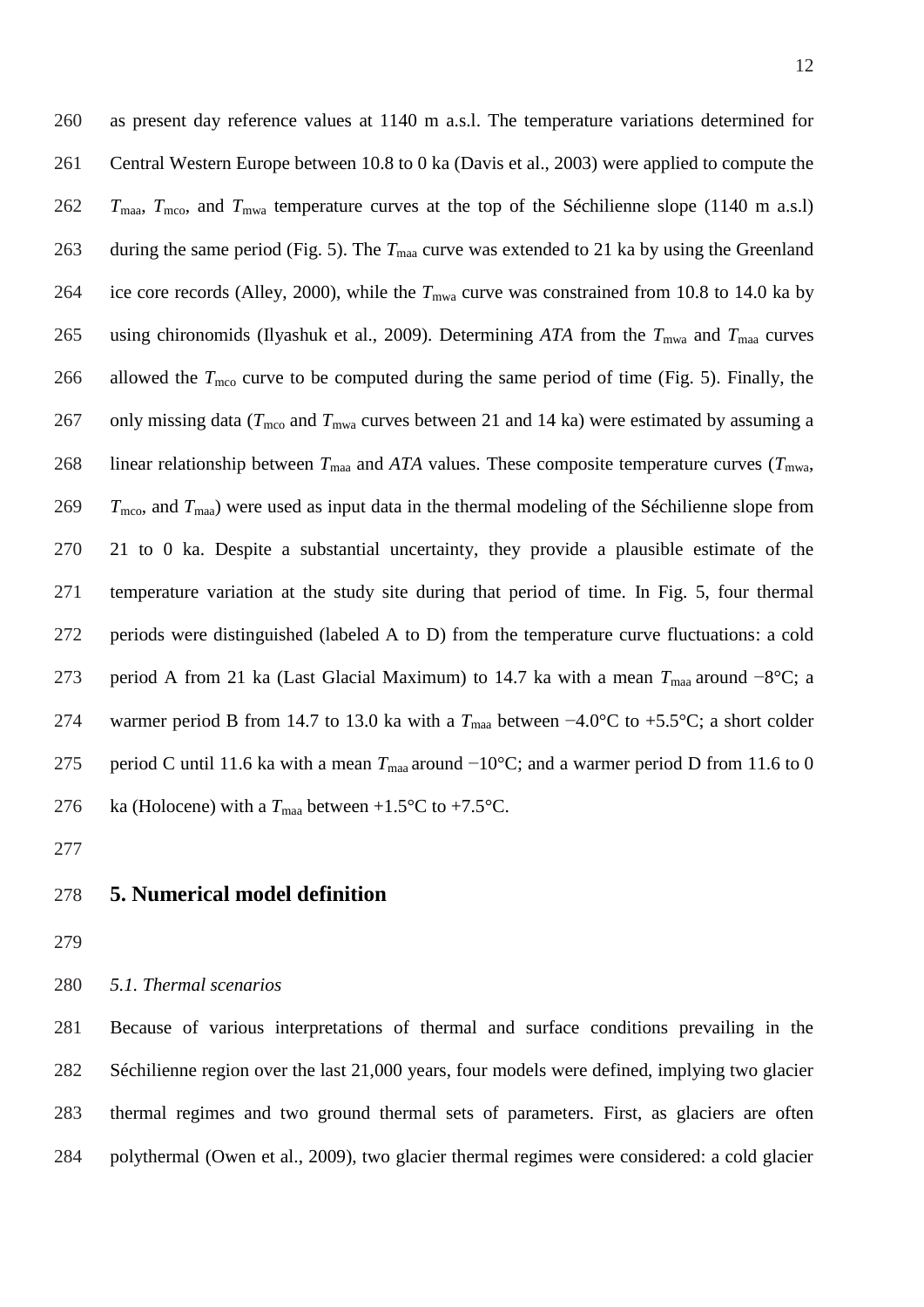as present day reference values at 1140 m a.s.l. The temperature variations determined for Central Western Europe between 10.8 to 0 ka (Davis et al., 2003) were applied to compute the $T_{maa}$, $T_{mco}$, and $T_{mwa}$ temperature curves at the top of the Séchilienne slope (1140 m a.s.l) during the same period (Fig. 5). The $T_{maa}$ curve was extended to 21 ka by using the Greenland ice core records (Alley, 2000), while the $T_{mwa}$ curve was constrained from 10.8 to 14.0 ka by using chironomids (Ilyashuk et al., 2009). Determining *ATA* from the $T_{mwa}$ and $T_{maa}$ curves allowed the $T_{mco}$ curve to be computed during the same period of time (Fig. 5). Finally, the only missing data ($T_{mco}$ and $T_{mwa}$ curves between 21 and 14 ka) were estimated by assuming a linear relationship between $T_{maa}$ and *ATA* values. These composite temperature curves ($T_{mwa}$, $T_{mco}$, and $T_{maa}$) were used as input data in the thermal modeling of the Séchilienne slope from 21 to 0 ka. Despite a substantial uncertainty, they provide a plausible estimate of the temperature variation at the study site during that period of time. In Fig. 5, four thermal periods were distinguished (labeled A to D) from the temperature curve fluctuations: a cold period A from 21 ka (Last Glacial Maximum) to 14.7 ka with a mean $T_{maa}$ around −8°C; a warmer period B from 14.7 to 13.0 ka with a $T_{maa}$ between −4.0°C to +5.5°C; a short colder period C until 11.6 ka with a mean $T_{maa}$ around −10°C; and a warmer period D from 11.6 to 0 ka (Holocene) with a $T_{maa}$ between +1.5°C to +7.5°C.

## 5. Numerical model definition

### *5.1. Thermal scenarios*

Because of various interpretations of thermal and surface conditions prevailing in the Séchilienne region over the last 21,000 years, four models were defined, implying two glacier thermal regimes and two ground thermal sets of parameters. First, as glaciers are often polythermal (Owen et al., 2009), two glacier thermal regimes were considered: a cold glacier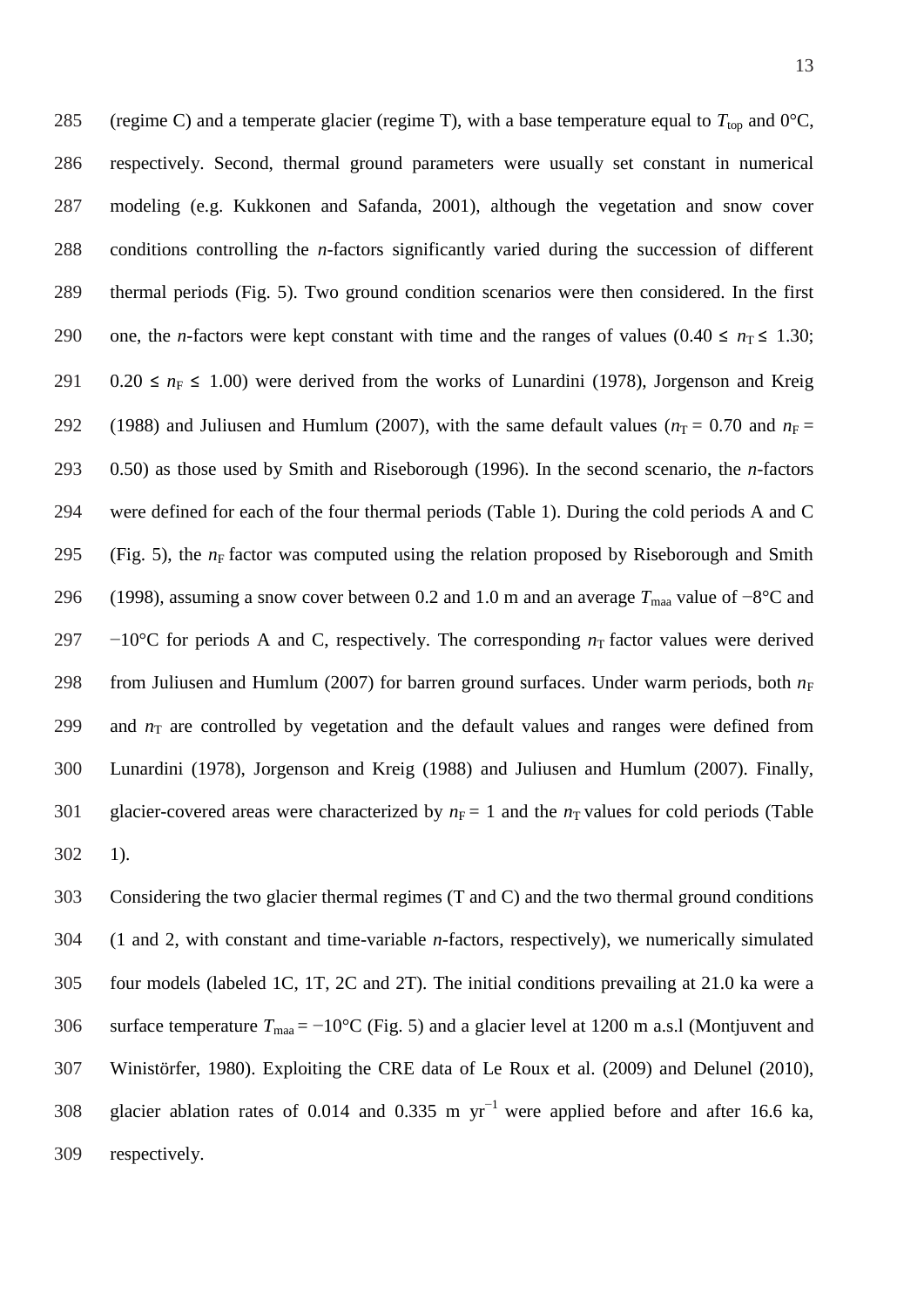(regime C) and a temperate glacier (regime T), with a base temperature equal to $T_{top}$ and 0°C, respectively. Second, thermal ground parameters were usually set constant in numerical modeling (e.g. Kukkonen and Safanda, 2001), although the vegetation and snow cover conditions controlling the *n*-factors significantly varied during the succession of different thermal periods (Fig. 5). Two ground condition scenarios were then considered. In the first one, the *n*-factors were kept constant with time and the ranges of values ($0.40 \leq n_T \leq 1.30$; $0.20 \leq n_F \leq 1.00$) were derived from the works of Lunardini (1978), Jorgenson and Kreig (1988) and Juliusen and Humlum (2007), with the same default values ($n_T = 0.70$ and $n_F = 0.50$) as those used by Smith and Riseborough (1996). In the second scenario, the *n*-factors were defined for each of the four thermal periods (Table 1). During the cold periods A and C (Fig. 5), the $n_F$ factor was computed using the relation proposed by Riseborough and Smith (1998), assuming a snow cover between 0.2 and 1.0 m and an average $T_{maa}$ value of −8°C and −10°C for periods A and C, respectively. The corresponding $n_T$ factor values were derived from Juliusen and Humlum (2007) for barren ground surfaces. Under warm periods, both $n_F$ and $n_T$ are controlled by vegetation and the default values and ranges were defined from Lunardini (1978), Jorgenson and Kreig (1988) and Juliusen and Humlum (2007). Finally, glacier-covered areas were characterized by $n_F = 1$ and the $n_T$ values for cold periods (Table 1).

Considering the two glacier thermal regimes (T and C) and the two thermal ground conditions (1 and 2, with constant and time-variable *n*-factors, respectively), we numerically simulated four models (labeled 1C, 1T, 2C and 2T). The initial conditions prevailing at 21.0 ka were a surface temperature $T_{maa} = -10$°C (Fig. 5) and a glacier level at 1200 m a.s.l (Montjuvent and Winistörfer, 1980). Exploiting the CRE data of Le Roux et al. (2009) and Delunel (2010), glacier ablation rates of 0.014 and 0.335 m yr$^{-1}$ were applied before and after 16.6 ka, respectively.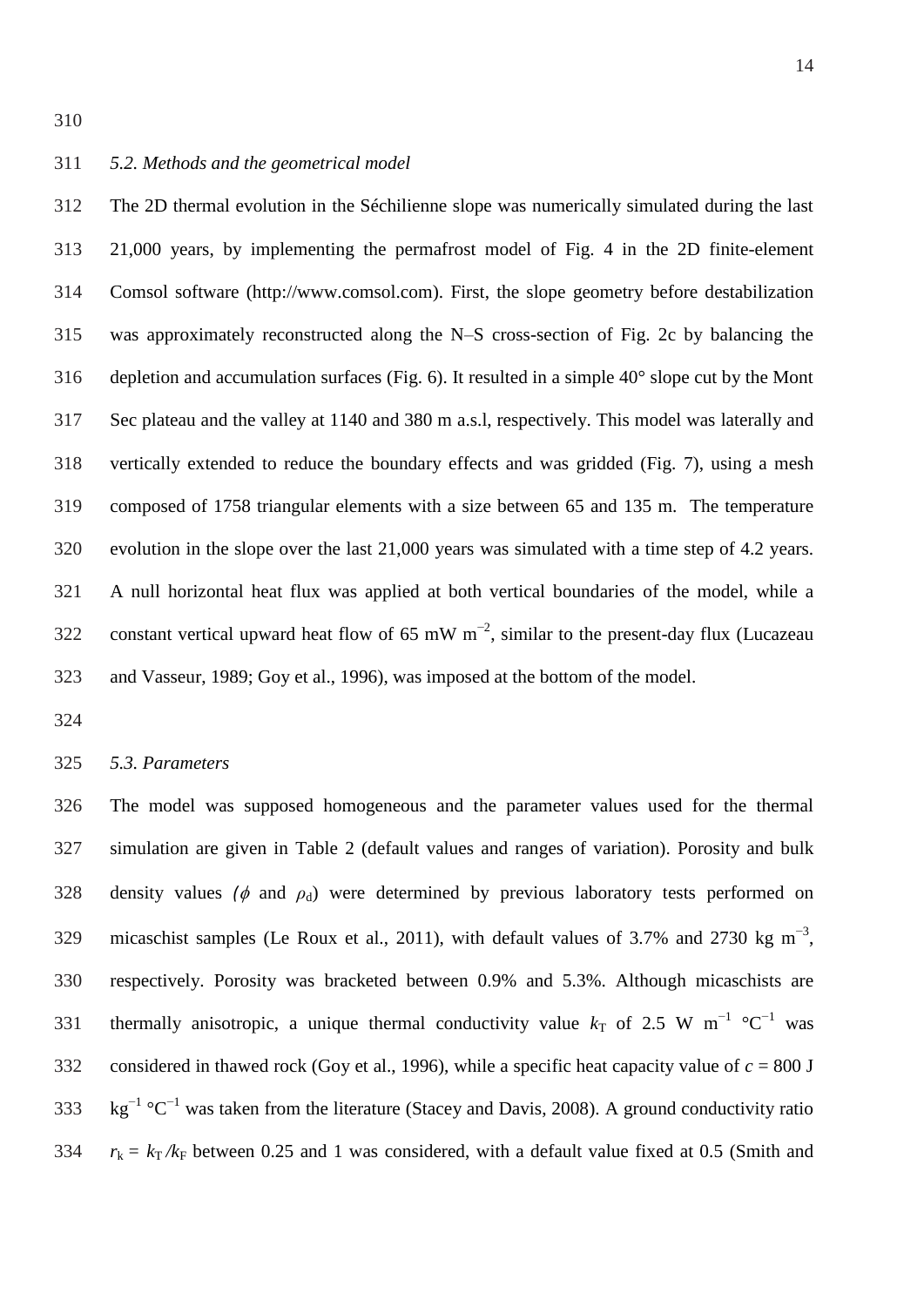### *5.2. Methods and the geometrical model*

The 2D thermal evolution in the Séchilienne slope was numerically simulated during the last 21,000 years, by implementing the permafrost model of Fig. 4 in the 2D finite-element Comsol software (http://www.comsol.com). First, the slope geometry before destabilization was approximately reconstructed along the N–S cross-section of Fig. 2c by balancing the depletion and accumulation surfaces (Fig. 6). It resulted in a simple 40° slope cut by the Mont Sec plateau and the valley at 1140 and 380 m a.s.l, respectively. This model was laterally and vertically extended to reduce the boundary effects and was gridded (Fig. 7), using a mesh composed of 1758 triangular elements with a size between 65 and 135 m. The temperature evolution in the slope over the last 21,000 years was simulated with a time step of 4.2 years. A null horizontal heat flux was applied at both vertical boundaries of the model, while a constant vertical upward heat flow of 65 mW $m^{-2}$, similar to the present-day flux (Lucazeau and Vasseur, 1989; Goy et al., 1996), was imposed at the bottom of the model.

### *5.3. Parameters*

The model was supposed homogeneous and the parameter values used for the thermal simulation are given in Table 2 (default values and ranges of variation). Porosity and bulk density values ($\phi$ and $\rho_d$) were determined by previous laboratory tests performed on micaschist samples (Le Roux et al., 2011), with default values of 3.7% and 2730 kg $m^{-3}$, respectively. Porosity was bracketed between 0.9% and 5.3%. Although micaschists are thermally anisotropic, a unique thermal conductivity value $k_T$ of 2.5 W $m^{-1}$ °$C^{-1}$ was considered in thawed rock (Goy et al., 1996), while a specific heat capacity value of $c$ = 800 J $kg^{-1}$ °$C^{-1}$ was taken from the literature (Stacey and Davis, 2008). A ground conductivity ratio $r_k = k_T / k_F$ between 0.25 and 1 was considered, with a default value fixed at 0.5 (Smith and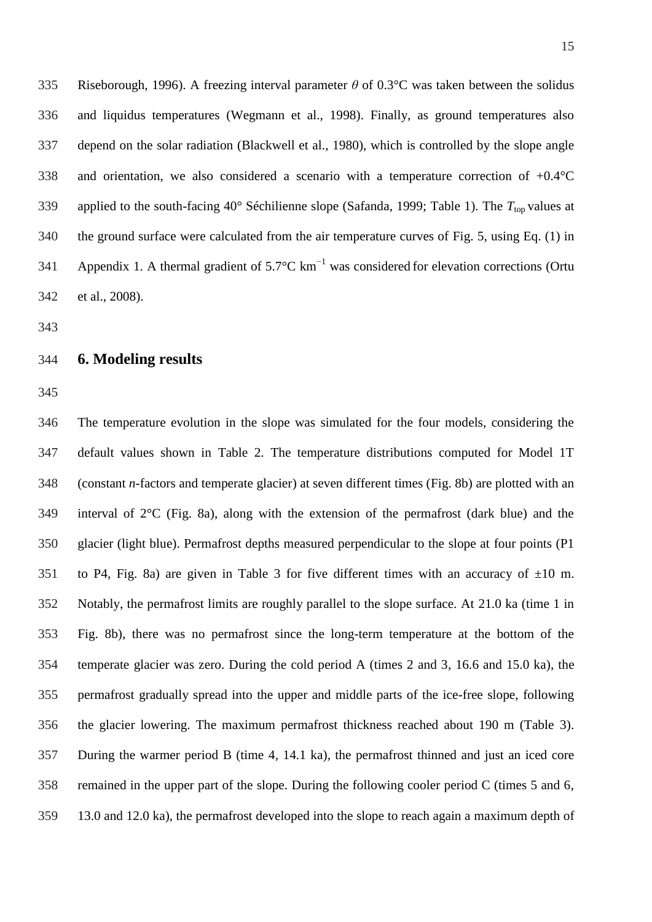Riseborough, 1996). A freezing interval parameter $\theta$ of 0.3°C was taken between the solidus and liquidus temperatures (Wegmann et al., 1998). Finally, as ground temperatures also depend on the solar radiation (Blackwell et al., 1980), which is controlled by the slope angle and orientation, we also considered a scenario with a temperature correction of +0.4°C applied to the south-facing 40° Séchilienne slope (Safanda, 1999; Table 1). The $T_{top}$ values at the ground surface were calculated from the air temperature curves of Fig. 5, using Eq. (1) in Appendix 1. A thermal gradient of 5.7°C km$^{-1}$ was considered for elevation corrections (Ortu et al., 2008).

## 6. Modeling results

The temperature evolution in the slope was simulated for the four models, considering the default values shown in Table 2. The temperature distributions computed for Model 1T (constant *n*-factors and temperate glacier) at seven different times (Fig. 8b) are plotted with an interval of 2°C (Fig. 8a), along with the extension of the permafrost (dark blue) and the glacier (light blue). Permafrost depths measured perpendicular to the slope at four points (P1 to P4, Fig. 8a) are given in Table 3 for five different times with an accuracy of ±10 m. Notably, the permafrost limits are roughly parallel to the slope surface. At 21.0 ka (time 1 in Fig. 8b), there was no permafrost since the long-term temperature at the bottom of the temperate glacier was zero. During the cold period A (times 2 and 3, 16.6 and 15.0 ka), the permafrost gradually spread into the upper and middle parts of the ice-free slope, following the glacier lowering. The maximum permafrost thickness reached about 190 m (Table 3). During the warmer period B (time 4, 14.1 ka), the permafrost thinned and just an iced core remained in the upper part of the slope. During the following cooler period C (times 5 and 6, 13.0 and 12.0 ka), the permafrost developed into the slope to reach again a maximum depth of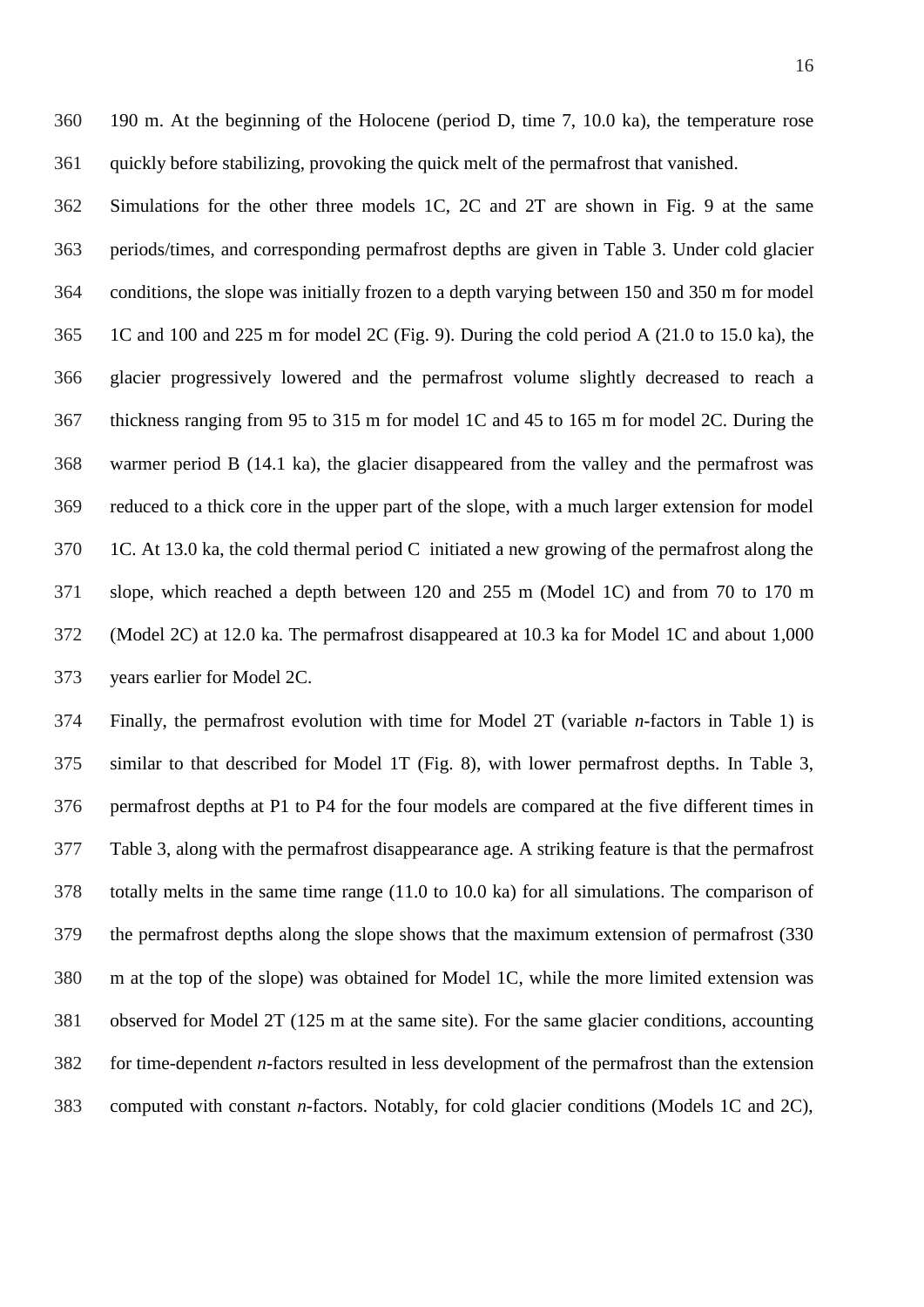190 m. At the beginning of the Holocene (period D, time 7, 10.0 ka), the temperature rose quickly before stabilizing, provoking the quick melt of the permafrost that vanished.

Simulations for the other three models 1C, 2C and 2T are shown in Fig. 9 at the same periods/times, and corresponding permafrost depths are given in Table 3. Under cold glacier conditions, the slope was initially frozen to a depth varying between 150 and 350 m for model 1C and 100 and 225 m for model 2C (Fig. 9). During the cold period A (21.0 to 15.0 ka), the glacier progressively lowered and the permafrost volume slightly decreased to reach a thickness ranging from 95 to 315 m for model 1C and 45 to 165 m for model 2C. During the warmer period B (14.1 ka), the glacier disappeared from the valley and the permafrost was reduced to a thick core in the upper part of the slope, with a much larger extension for model 1C. At 13.0 ka, the cold thermal period C initiated a new growing of the permafrost along the slope, which reached a depth between 120 and 255 m (Model 1C) and from 70 to 170 m (Model 2C) at 12.0 ka. The permafrost disappeared at 10.3 ka for Model 1C and about 1,000 years earlier for Model 2C.

Finally, the permafrost evolution with time for Model 2T (variable *n*-factors in Table 1) is similar to that described for Model 1T (Fig. 8), with lower permafrost depths. In Table 3, permafrost depths at P1 to P4 for the four models are compared at the five different times in Table 3, along with the permafrost disappearance age. A striking feature is that the permafrost totally melts in the same time range (11.0 to 10.0 ka) for all simulations. The comparison of the permafrost depths along the slope shows that the maximum extension of permafrost (330 m at the top of the slope) was obtained for Model 1C, while the more limited extension was observed for Model 2T (125 m at the same site). For the same glacier conditions, accounting for time-dependent *n*-factors resulted in less development of the permafrost than the extension computed with constant *n*-factors. Notably, for cold glacier conditions (Models 1C and 2C),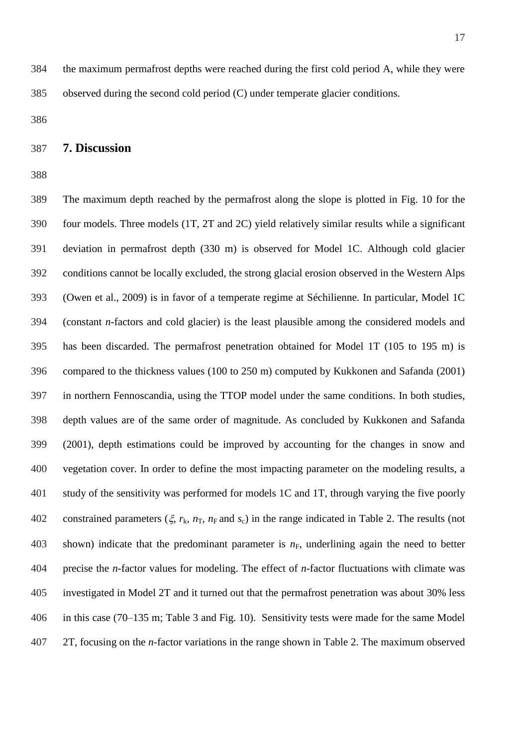the maximum permafrost depths were reached during the first cold period A, while they were observed during the second cold period (C) under temperate glacier conditions.

## 7. Discussion

The maximum depth reached by the permafrost along the slope is plotted in Fig. 10 for the four models. Three models (1T, 2T and 2C) yield relatively similar results while a significant deviation in permafrost depth (330 m) is observed for Model 1C. Although cold glacier conditions cannot be locally excluded, the strong glacial erosion observed in the Western Alps (Owen et al., 2009) is in favor of a temperate regime at Séchilienne. In particular, Model 1C (constant *n*-factors and cold glacier) is the least plausible among the considered models and has been discarded. The permafrost penetration obtained for Model 1T (105 to 195 m) is compared to the thickness values (100 to 250 m) computed by Kukkonen and Safanda (2001) in northern Fennoscandia, using the TTOP model under the same conditions. In both studies, depth values are of the same order of magnitude. As concluded by Kukkonen and Safanda (2001), depth estimations could be improved by accounting for the changes in snow and vegetation cover. In order to define the most impacting parameter on the modeling results, a study of the sensitivity was performed for models 1C and 1T, through varying the five poorly constrained parameters ($\xi$, $r_k$, $n_T$, $n_F$ and $s_c$) in the range indicated in Table 2. The results (not shown) indicate that the predominant parameter is $n_F$, underlining again the need to better precise the *n*-factor values for modeling. The effect of *n*-factor fluctuations with climate was investigated in Model 2T and it turned out that the permafrost penetration was about 30% less in this case (70–135 m; Table 3 and Fig. 10). Sensitivity tests were made for the same Model 2T, focusing on the *n*-factor variations in the range shown in Table 2. The maximum observed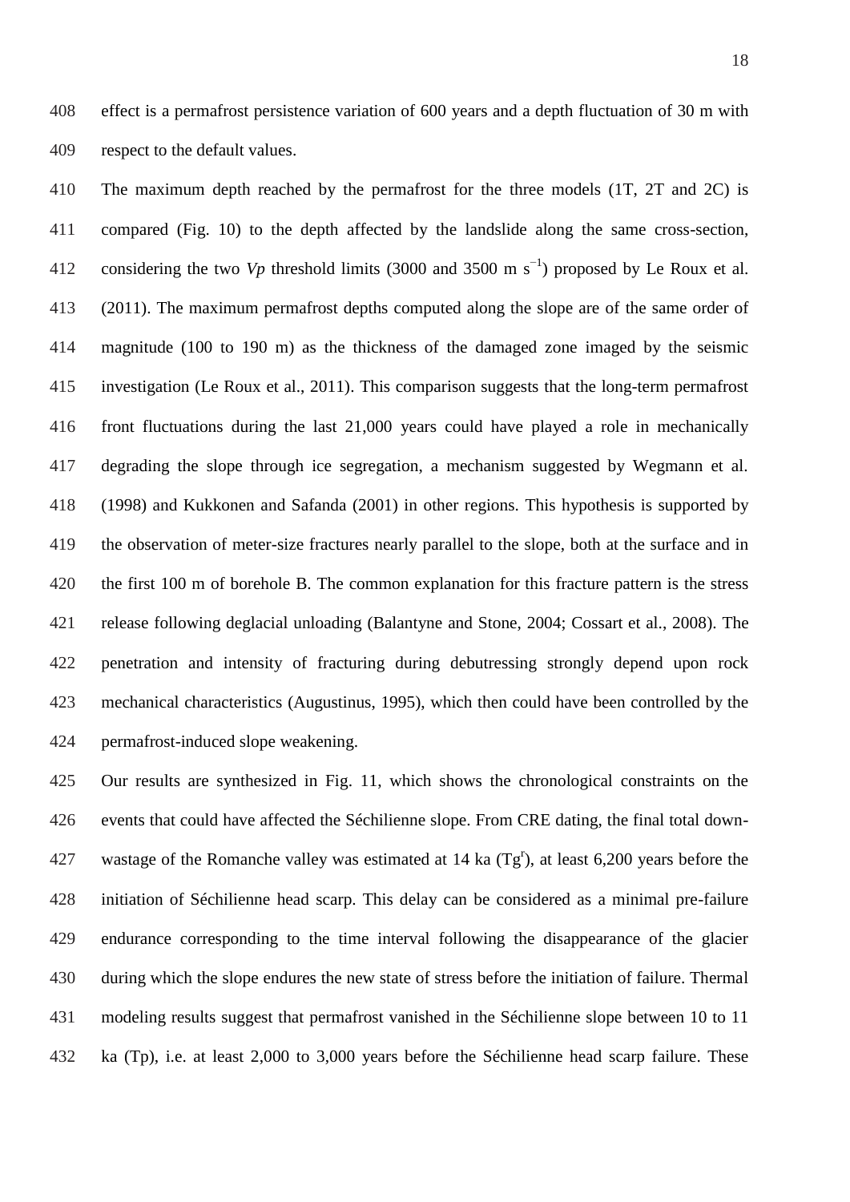effect is a permafrost persistence variation of 600 years and a depth fluctuation of 30 m with respect to the default values.

The maximum depth reached by the permafrost for the three models (1T, 2T and 2C) is compared (Fig. 10) to the depth affected by the landslide along the same cross-section, considering the two *Vp* threshold limits (3000 and 3500 m $s^{-1}$) proposed by Le Roux et al. (2011). The maximum permafrost depths computed along the slope are of the same order of magnitude (100 to 190 m) as the thickness of the damaged zone imaged by the seismic investigation (Le Roux et al., 2011). This comparison suggests that the long-term permafrost front fluctuations during the last 21,000 years could have played a role in mechanically degrading the slope through ice segregation, a mechanism suggested by Wegmann et al. (1998) and Kukkonen and Safanda (2001) in other regions. This hypothesis is supported by the observation of meter-size fractures nearly parallel to the slope, both at the surface and in the first 100 m of borehole B. The common explanation for this fracture pattern is the stress release following deglacial unloading (Balantyne and Stone, 2004; Cossart et al., 2008). The penetration and intensity of fracturing during debutressing strongly depend upon rock mechanical characteristics (Augustinus, 1995), which then could have been controlled by the permafrost-induced slope weakening.

Our results are synthesized in Fig. 11, which shows the chronological constraints on the events that could have affected the Séchilienne slope. From CRE dating, the final total down-wastage of the Romanche valley was estimated at 14 ka ($Tg^{r}$), at least 6,200 years before the initiation of Séchilienne head scarp. This delay can be considered as a minimal pre-failure endurance corresponding to the time interval following the disappearance of the glacier during which the slope endures the new state of stress before the initiation of failure. Thermal modeling results suggest that permafrost vanished in the Séchilienne slope between 10 to 11 ka (Tp), i.e. at least 2,000 to 3,000 years before the Séchilienne head scarp failure. These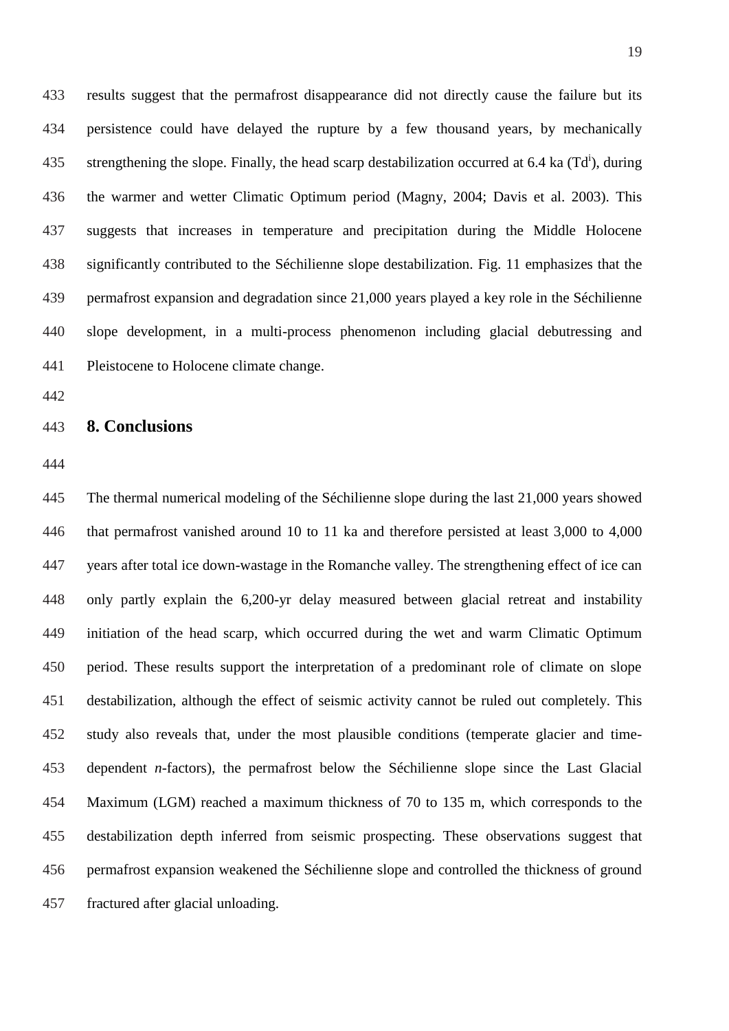results suggest that the permafrost disappearance did not directly cause the failure but its persistence could have delayed the rupture by a few thousand years, by mechanically strengthening the slope. Finally, the head scarp destabilization occurred at 6.4 ka ($Td^i$), during the warmer and wetter Climatic Optimum period (Magny, 2004; Davis et al. 2003). This suggests that increases in temperature and precipitation during the Middle Holocene significantly contributed to the Séchilienne slope destabilization. Fig. 11 emphasizes that the permafrost expansion and degradation since 21,000 years played a key role in the Séchilienne slope development, in a multi-process phenomenon including glacial debutressing and Pleistocene to Holocene climate change.

## 8. Conclusions

The thermal numerical modeling of the Séchilienne slope during the last 21,000 years showed that permafrost vanished around 10 to 11 ka and therefore persisted at least 3,000 to 4,000 years after total ice down-wastage in the Romanche valley. The strengthening effect of ice can only partly explain the 6,200-yr delay measured between glacial retreat and instability initiation of the head scarp, which occurred during the wet and warm Climatic Optimum period. These results support the interpretation of a predominant role of climate on slope destabilization, although the effect of seismic activity cannot be ruled out completely. This study also reveals that, under the most plausible conditions (temperate glacier and time-dependent *n*-factors), the permafrost below the Séchilienne slope since the Last Glacial Maximum (LGM) reached a maximum thickness of 70 to 135 m, which corresponds to the destabilization depth inferred from seismic prospecting. These observations suggest that permafrost expansion weakened the Séchilienne slope and controlled the thickness of ground fractured after glacial unloading.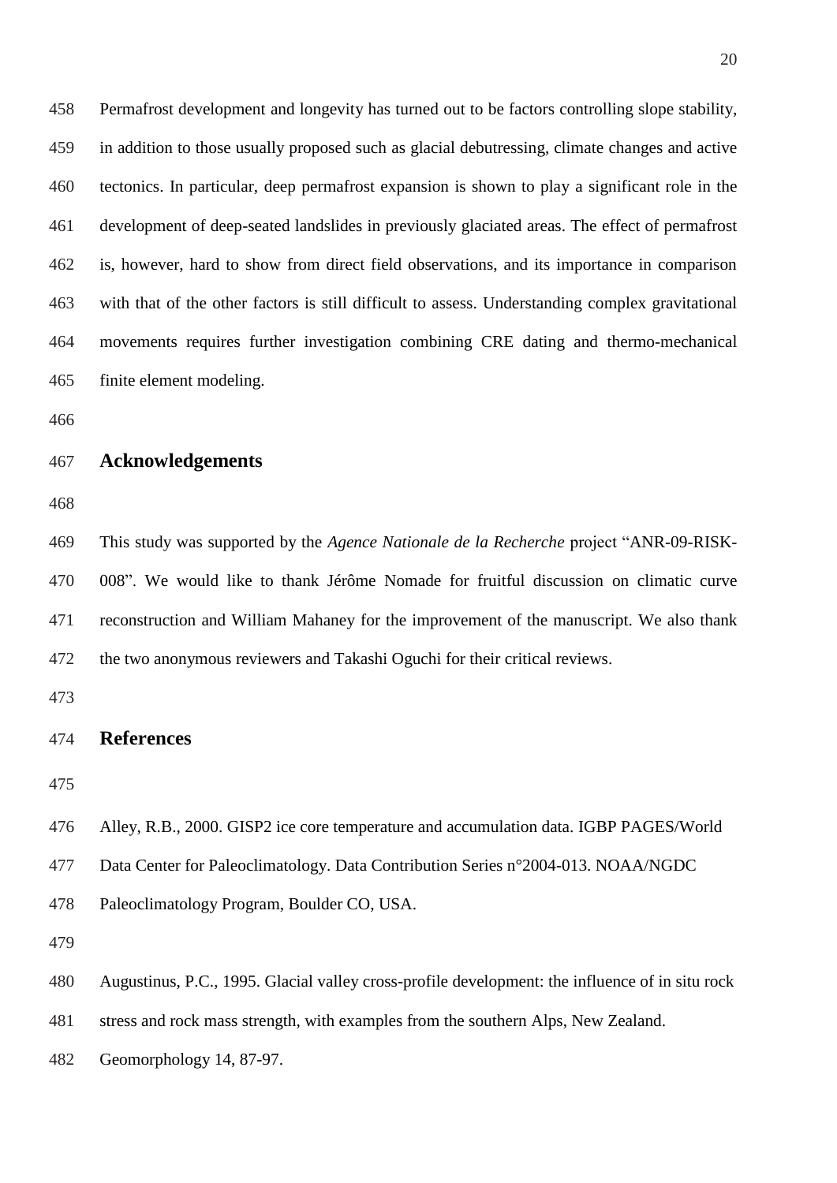Permafrost development and longevity has turned out to be factors controlling slope stability, in addition to those usually proposed such as glacial debutressing, climate changes and active tectonics. In particular, deep permafrost expansion is shown to play a significant role in the development of deep-seated landslides in previously glaciated areas. The effect of permafrost is, however, hard to show from direct field observations, and its importance in comparison with that of the other factors is still difficult to assess. Understanding complex gravitational movements requires further investigation combining CRE dating and thermo-mechanical finite element modeling.

## Acknowledgements

This study was supported by the *Agence Nationale de la Recherche* project "ANR-09-RISK-008". We would like to thank Jérôme Nomade for fruitful discussion on climatic curve reconstruction and William Mahaney for the improvement of the manuscript. We also thank the two anonymous reviewers and Takashi Oguchi for their critical reviews.

## References

Alley, R.B., 2000. GISP2 ice core temperature and accumulation data. IGBP PAGES/World Data Center for Paleoclimatology. Data Contribution Series n°2004-013. NOAA/NGDC Paleoclimatology Program, Boulder CO, USA.

Augustinus, P.C., 1995. Glacial valley cross-profile development: the influence of in situ rock stress and rock mass strength, with examples from the southern Alps, New Zealand. Geomorphology 14, 87-97.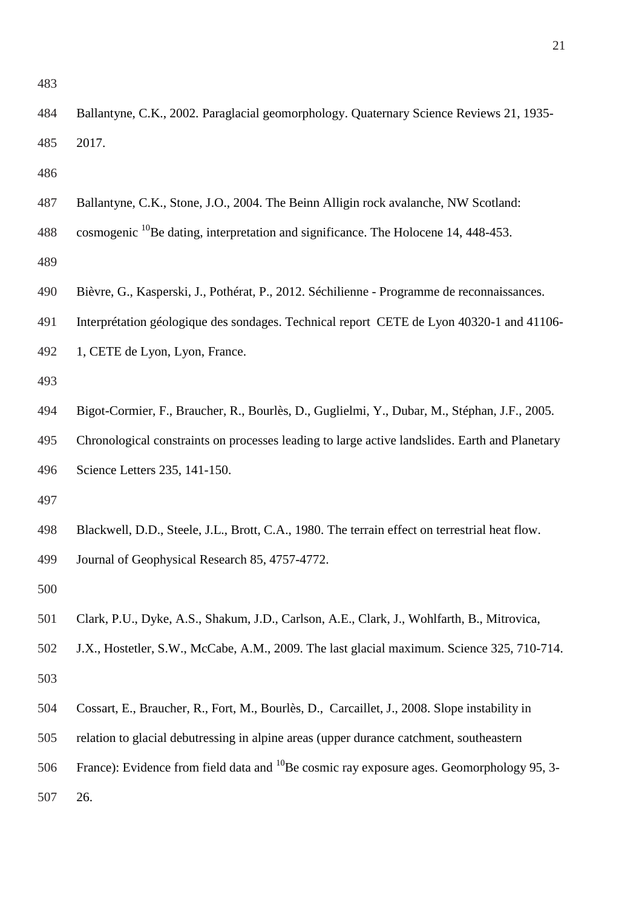Ballantyne, C.K., 2002. Paraglacial geomorphology. Quaternary Science Reviews 21, 1935-2017.

Ballantyne, C.K., Stone, J.O., 2004. The Beinn Alligin rock avalanche, NW Scotland: cosmogenic $^{10}$Be dating, interpretation and significance. The Holocene 14, 448-453.

Bièvre, G., Kasperski, J., Pothérat, P., 2012. Séchilienne - Programme de reconnaissances. Interprétation géologique des sondages. Technical report CETE de Lyon 40320-1 and 41106-1, CETE de Lyon, Lyon, France.

Bigot-Cormier, F., Braucher, R., Bourlès, D., Guglielmi, Y., Dubar, M., Stéphan, J.F., 2005. Chronological constraints on processes leading to large active landslides. Earth and Planetary Science Letters 235, 141-150.

Blackwell, D.D., Steele, J.L., Brott, C.A., 1980. The terrain effect on terrestrial heat flow. Journal of Geophysical Research 85, 4757-4772.

Clark, P.U., Dyke, A.S., Shakum, J.D., Carlson, A.E., Clark, J., Wohlfarth, B., Mitrovica, J.X., Hostetler, S.W., McCabe, A.M., 2009. The last glacial maximum. Science 325, 710-714.

Cossart, E., Braucher, R., Fort, M., Bourlès, D., Carcaillet, J., 2008. Slope instability in relation to glacial debutressing in alpine areas (upper durance catchment, southeastern France): Evidence from field data and $^{10}$Be cosmic ray exposure ages. Geomorphology 95, 3-26.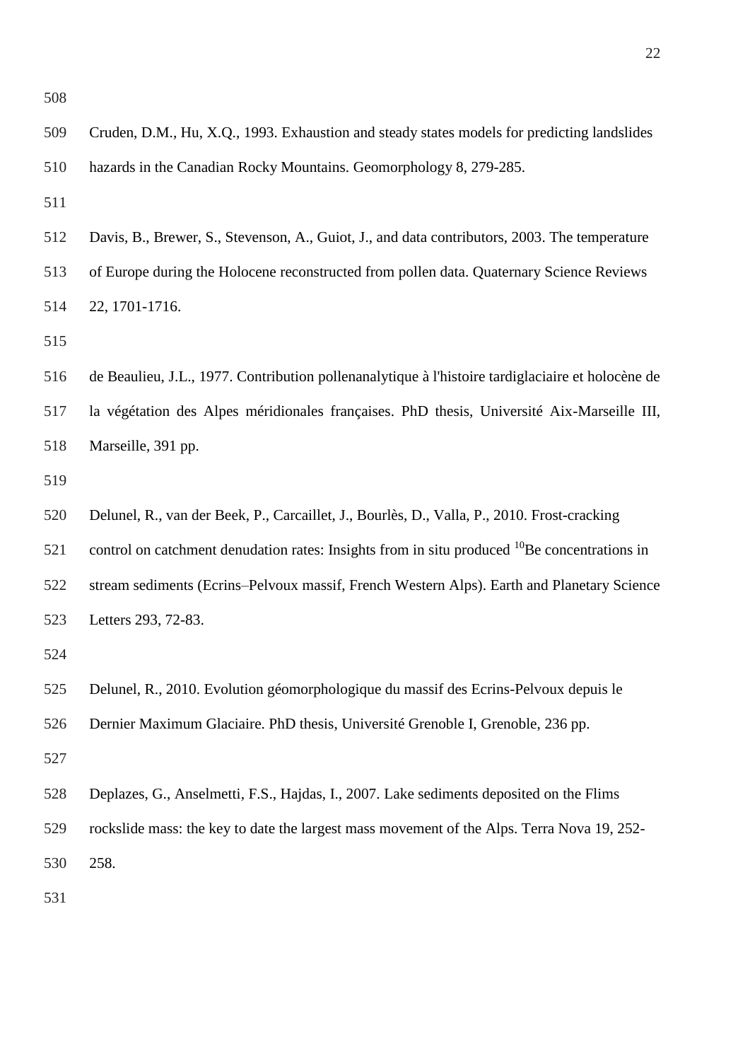Cruden, D.M., Hu, X.Q., 1993. Exhaustion and steady states models for predicting landslides hazards in the Canadian Rocky Mountains. Geomorphology 8, 279-285.

Davis, B., Brewer, S., Stevenson, A., Guiot, J., and data contributors, 2003. The temperature of Europe during the Holocene reconstructed from pollen data. Quaternary Science Reviews 22, 1701-1716.

de Beaulieu, J.L., 1977. Contribution pollenanalytique à l'histoire tardiglaciaire et holocène de la végétation des Alpes méridionales françaises. PhD thesis, Université Aix-Marseille III, Marseille, 391 pp.

Delunel, R., van der Beek, P., Carcaillet, J., Bourlès, D., Valla, P., 2010. Frost-cracking control on catchment denudation rates: Insights from in situ produced $^{10}$Be concentrations in stream sediments (Ecrins–Pelvoux massif, French Western Alps). Earth and Planetary Science Letters 293, 72-83.

Delunel, R., 2010. Evolution géomorphologique du massif des Ecrins-Pelvoux depuis le Dernier Maximum Glaciaire. PhD thesis, Université Grenoble I, Grenoble, 236 pp.

Deplazes, G., Anselmetti, F.S., Hajdas, I., 2007. Lake sediments deposited on the Flims rockslide mass: the key to date the largest mass movement of the Alps. Terra Nova 19, 252-258.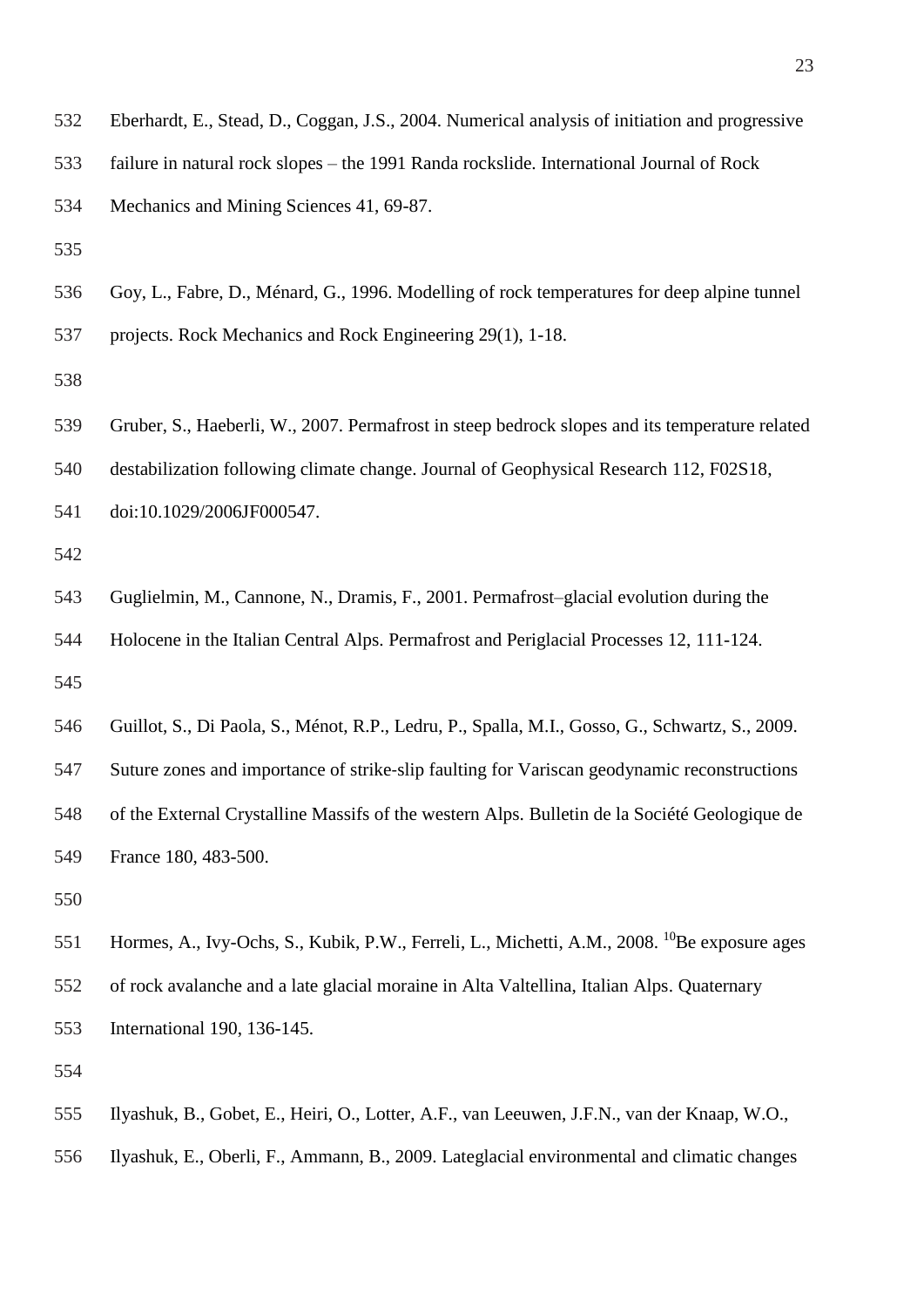Eberhardt, E., Stead, D., Coggan, J.S., 2004. Numerical analysis of initiation and progressive failure in natural rock slopes – the 1991 Randa rockslide. International Journal of Rock Mechanics and Mining Sciences 41, 69-87.

Goy, L., Fabre, D., Ménard, G., 1996. Modelling of rock temperatures for deep alpine tunnel projects. Rock Mechanics and Rock Engineering 29(1), 1-18.

Gruber, S., Haeberli, W., 2007. Permafrost in steep bedrock slopes and its temperature related destabilization following climate change. Journal of Geophysical Research 112, F02S18, doi:10.1029/2006JF000547.

Guglielmin, M., Cannone, N., Dramis, F., 2001. Permafrost–glacial evolution during the Holocene in the Italian Central Alps. Permafrost and Periglacial Processes 12, 111-124.

Guillot, S., Di Paola, S., Ménot, R.P., Ledru, P., Spalla, M.I., Gosso, G., Schwartz, S., 2009. Suture zones and importance of strike-slip faulting for Variscan geodynamic reconstructions of the External Crystalline Massifs of the western Alps. Bulletin de la Société Geologique de France 180, 483-500.

Hormes, A., Ivy-Ochs, S., Kubik, P.W., Ferreli, L., Michetti, A.M., 2008. $^{10}$Be exposure ages of rock avalanche and a late glacial moraine in Alta Valtellina, Italian Alps. Quaternary International 190, 136-145.

Ilyashuk, B., Gobet, E., Heiri, O., Lotter, A.F., van Leeuwen, J.F.N., van der Knaap, W.O., Ilyashuk, E., Oberli, F., Ammann, B., 2009. Lateglacial environmental and climatic changes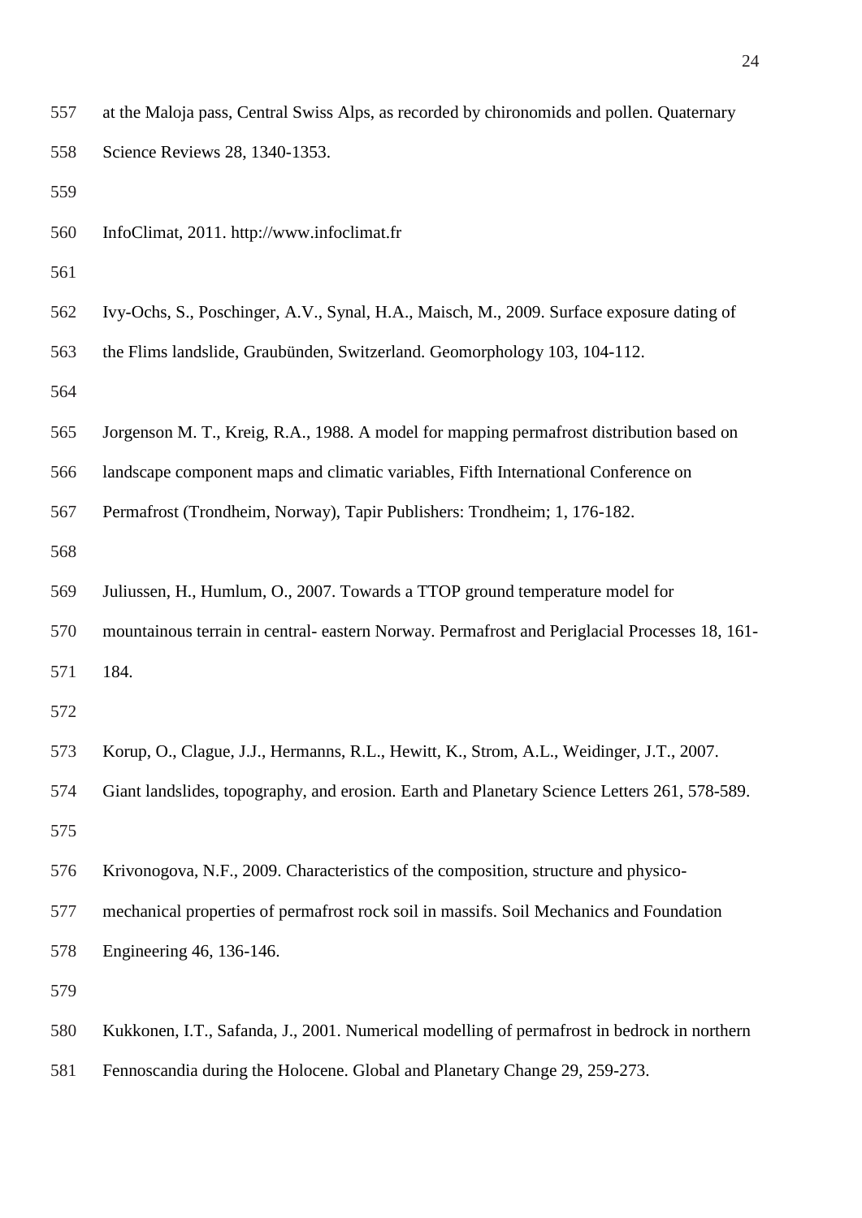at the Maloja pass, Central Swiss Alps, as recorded by chironomids and pollen. Quaternary Science Reviews 28, 1340-1353.

InfoClimat, 2011. http://www.infoclimat.fr

Ivy-Ochs, S., Poschinger, A.V., Synal, H.A., Maisch, M., 2009. Surface exposure dating of the Flims landslide, Graubünden, Switzerland. Geomorphology 103, 104-112.

Jorgenson M. T., Kreig, R.A., 1988. A model for mapping permafrost distribution based on landscape component maps and climatic variables, Fifth International Conference on Permafrost (Trondheim, Norway), Tapir Publishers: Trondheim; 1, 176-182.

Juliussen, H., Humlum, O., 2007. Towards a TTOP ground temperature model for mountainous terrain in central- eastern Norway. Permafrost and Periglacial Processes 18, 161-184.

Korup, O., Clague, J.J., Hermanns, R.L., Hewitt, K., Strom, A.L., Weidinger, J.T., 2007. Giant landslides, topography, and erosion. Earth and Planetary Science Letters 261, 578-589.

Krivonogova, N.F., 2009. Characteristics of the composition, structure and physico-mechanical properties of permafrost rock soil in massifs. Soil Mechanics and Foundation Engineering 46, 136-146.

Kukkonen, I.T., Safanda, J., 2001. Numerical modelling of permafrost in bedrock in northern Fennoscandia during the Holocene. Global and Planetary Change 29, 259-273.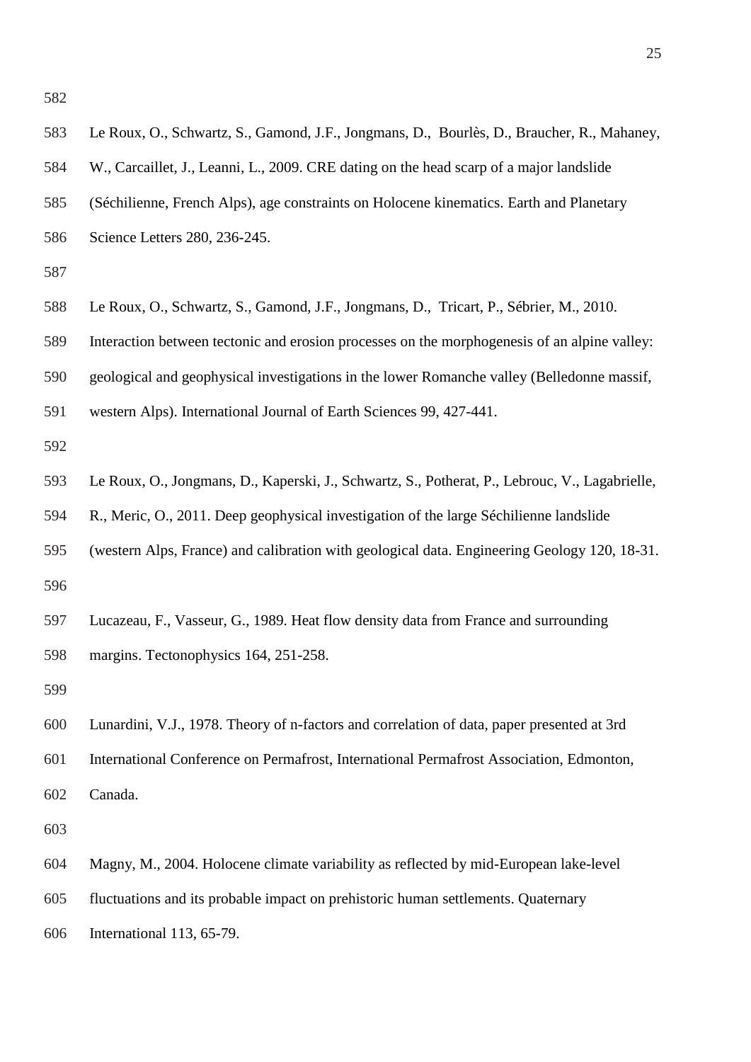Le Roux, O., Schwartz, S., Gamond, J.F., Jongmans, D., Bourlès, D., Braucher, R., Mahaney, W., Carcaillet, J., Leanni, L., 2009. CRE dating on the head scarp of a major landslide (Séchilienne, French Alps), age constraints on Holocene kinematics. Earth and Planetary Science Letters 280, 236-245.

Le Roux, O., Schwartz, S., Gamond, J.F., Jongmans, D., Tricart, P., Sébrier, M., 2010. Interaction between tectonic and erosion processes on the morphogenesis of an alpine valley: geological and geophysical investigations in the lower Romanche valley (Belledonne massif, western Alps). International Journal of Earth Sciences 99, 427-441.

Le Roux, O., Jongmans, D., Kaperski, J., Schwartz, S., Potherat, P., Lebrouc, V., Lagabrielle, R., Meric, O., 2011. Deep geophysical investigation of the large Séchilienne landslide (western Alps, France) and calibration with geological data. Engineering Geology 120, 18-31.

Lucazeau, F., Vasseur, G., 1989. Heat flow density data from France and surrounding margins. Tectonophysics 164, 251-258.

Lunardini, V.J., 1978. Theory of n-factors and correlation of data, paper presented at 3rd International Conference on Permafrost, International Permafrost Association, Edmonton, Canada.

Magny, M., 2004. Holocene climate variability as reflected by mid-European lake-level fluctuations and its probable impact on prehistoric human settlements. Quaternary International 113, 65-79.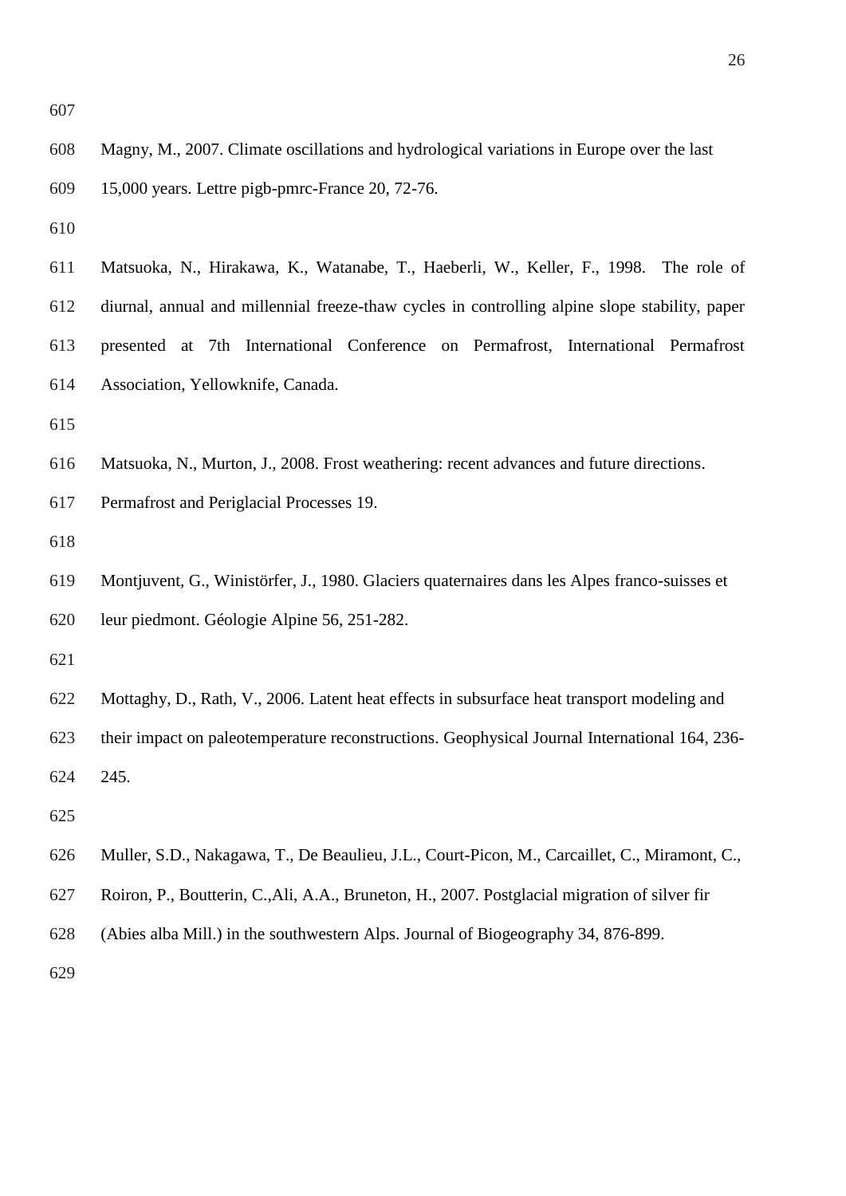Magny, M., 2007. Climate oscillations and hydrological variations in Europe over the last 15,000 years. Lettre pigb-pmrc-France 20, 72-76.

Matsuoka, N., Hirakawa, K., Watanabe, T., Haeberli, W., Keller, F., 1998. The role of diurnal, annual and millennial freeze-thaw cycles in controlling alpine slope stability, paper presented at 7th International Conference on Permafrost, International Permafrost Association, Yellowknife, Canada.

Matsuoka, N., Murton, J., 2008. Frost weathering: recent advances and future directions. Permafrost and Periglacial Processes 19.

Montjuvent, G., Winistörfer, J., 1980. Glaciers quaternaires dans les Alpes franco-suisses et leur piedmont. Géologie Alpine 56, 251-282.

Mottaghy, D., Rath, V., 2006. Latent heat effects in subsurface heat transport modeling and their impact on paleotemperature reconstructions. Geophysical Journal International 164, 236-245.

Muller, S.D., Nakagawa, T., De Beaulieu, J.L., Court-Picon, M., Carcaillet, C., Miramont, C., Roiron, P., Boutterin, C.,Ali, A.A., Bruneton, H., 2007. Postglacial migration of silver fir (Abies alba Mill.) in the southwestern Alps. Journal of Biogeography 34, 876-899.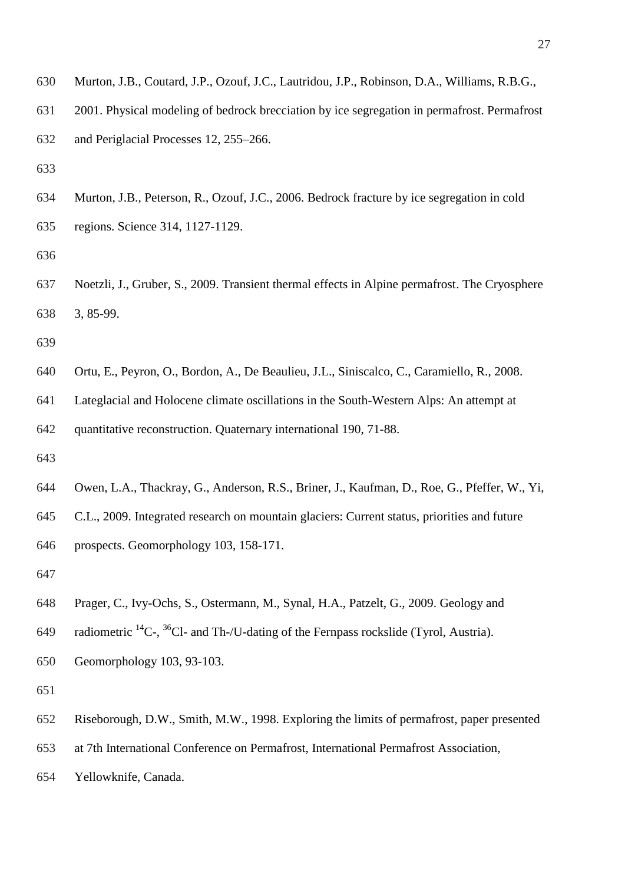Murton, J.B., Coutard, J.P., Ozouf, J.C., Lautridou, J.P., Robinson, D.A., Williams, R.B.G., 2001. Physical modeling of bedrock brecciation by ice segregation in permafrost. Permafrost and Periglacial Processes 12, 255–266.

Murton, J.B., Peterson, R., Ozouf, J.C., 2006. Bedrock fracture by ice segregation in cold regions. Science 314, 1127-1129.

Noetzli, J., Gruber, S., 2009. Transient thermal effects in Alpine permafrost. The Cryosphere 3, 85-99.

Ortu, E., Peyron, O., Bordon, A., De Beaulieu, J.L., Siniscalco, C., Caramiello, R., 2008. Lateglacial and Holocene climate oscillations in the South-Western Alps: An attempt at quantitative reconstruction. Quaternary international 190, 71-88.

Owen, L.A., Thackray, G., Anderson, R.S., Briner, J., Kaufman, D., Roe, G., Pfeffer, W., Yi, C.L., 2009. Integrated research on mountain glaciers: Current status, priorities and future prospects. Geomorphology 103, 158-171.

Prager, C., Ivy-Ochs, S., Ostermann, M., Synal, H.A., Patzelt, G., 2009. Geology and radiometric $^{14}C$-, $^{36}Cl$- and Th-/U-dating of the Fernpass rockslide (Tyrol, Austria). Geomorphology 103, 93-103.

Riseborough, D.W., Smith, M.W., 1998. Exploring the limits of permafrost, paper presented at 7th International Conference on Permafrost, International Permafrost Association, Yellowknife, Canada.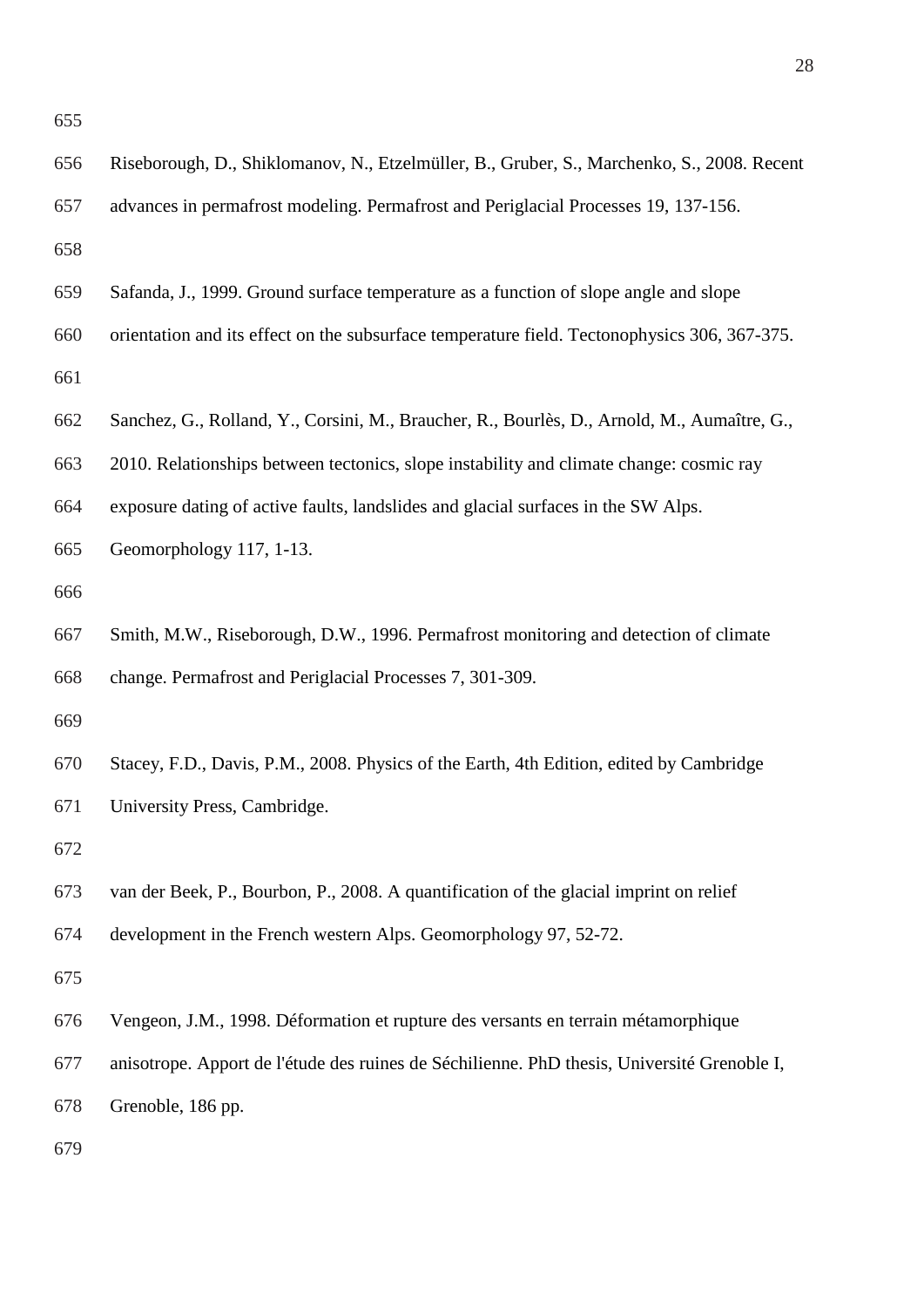Riseborough, D., Shiklomanov, N., Etzelmüller, B., Gruber, S., Marchenko, S., 2008. Recent advances in permafrost modeling. Permafrost and Periglacial Processes 19, 137-156.

Safanda, J., 1999. Ground surface temperature as a function of slope angle and slope orientation and its effect on the subsurface temperature field. Tectonophysics 306, 367-375.

Sanchez, G., Rolland, Y., Corsini, M., Braucher, R., Bourlès, D., Arnold, M., Aumaître, G., 2010. Relationships between tectonics, slope instability and climate change: cosmic ray exposure dating of active faults, landslides and glacial surfaces in the SW Alps. Geomorphology 117, 1-13.

Smith, M.W., Riseborough, D.W., 1996. Permafrost monitoring and detection of climate change. Permafrost and Periglacial Processes 7, 301-309.

Stacey, F.D., Davis, P.M., 2008. Physics of the Earth, 4th Edition, edited by Cambridge University Press, Cambridge.

van der Beek, P., Bourbon, P., 2008. A quantification of the glacial imprint on relief development in the French western Alps. Geomorphology 97, 52-72.

Vengeon, J.M., 1998. Déformation et rupture des versants en terrain métamorphique anisotrope. Apport de l'étude des ruines de Séchilienne. PhD thesis, Université Grenoble I, Grenoble, 186 pp.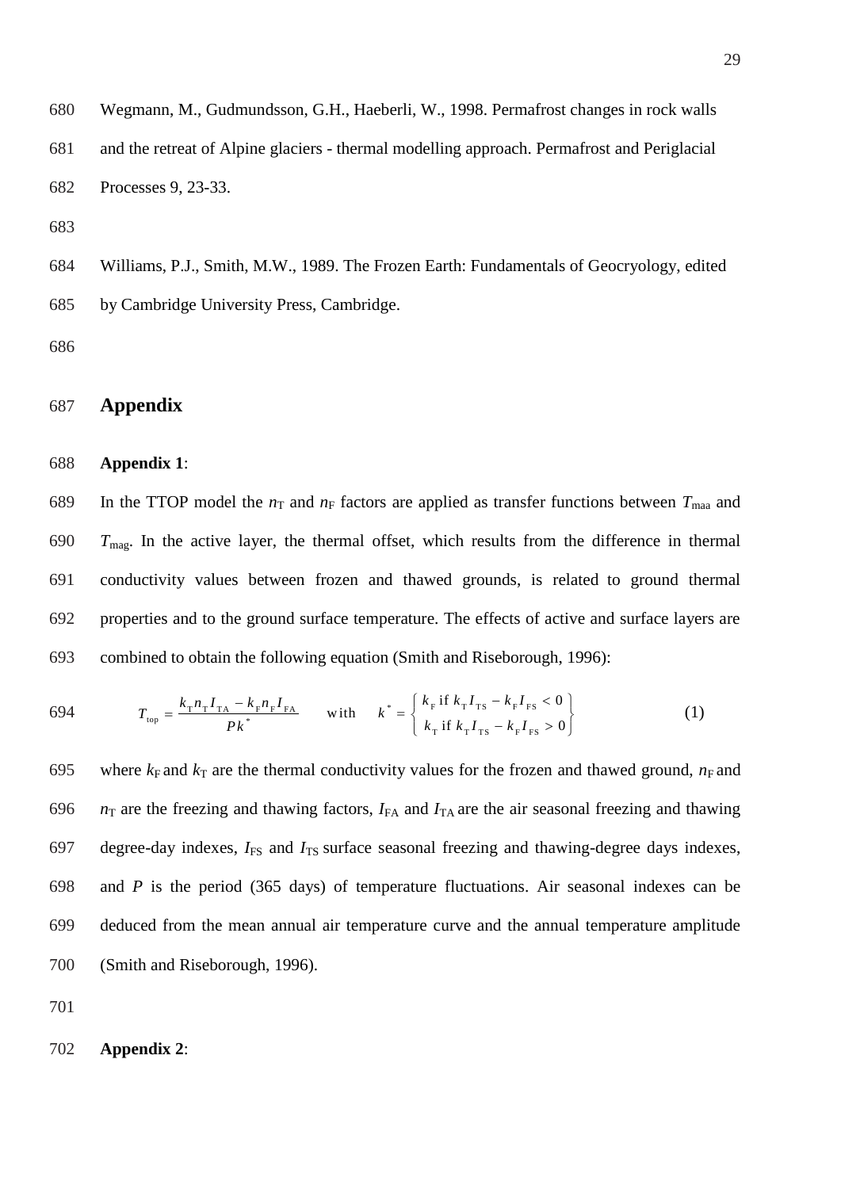Wegmann, M., Gudmundsson, G.H., Haeberli, W., 1998. Permafrost changes in rock walls and the retreat of Alpine glaciers - thermal modelling approach. Permafrost and Periglacial Processes 9, 23-33.

Williams, P.J., Smith, M.W., 1989. The Frozen Earth: Fundamentals of Geocryology, edited by Cambridge University Press, Cambridge.

# Appendix

**Appendix 1**:

In the TTOP model the $n_T$ and $n_F$ factors are applied as transfer functions between $T_{maa}$ and $T_{mag}$. In the active layer, the thermal offset, which results from the difference in thermal conductivity values between frozen and thawed grounds, is related to ground thermal properties and to the ground surface temperature. The effects of active and surface layers are combined to obtain the following equation (Smith and Riseborough, 1996):

$$T_{top} = \frac{k_T n_T I_{TA} - k_F n_F I_{FA}}{P k^*} \qquad \text{with} \qquad k^* = \left\{ \begin{array}{l} k_F \text{ if } k_T I_{TS} - k_F I_{FS} < 0 \\ k_T \text{ if } k_T I_{TS} - k_F I_{FS} > 0 \end{array} \right\} \tag{1}$$

where $k_F$ and $k_T$ are the thermal conductivity values for the frozen and thawed ground, $n_F$ and $n_T$ are the freezing and thawing factors, $I_{FA}$ and $I_{TA}$ are the air seasonal freezing and thawing degree-day indexes, $I_{FS}$ and $I_{TS}$ surface seasonal freezing and thawing-degree days indexes, and $P$ is the period (365 days) of temperature fluctuations. Air seasonal indexes can be deduced from the mean annual air temperature curve and the annual temperature amplitude (Smith and Riseborough, 1996).

**Appendix 2**: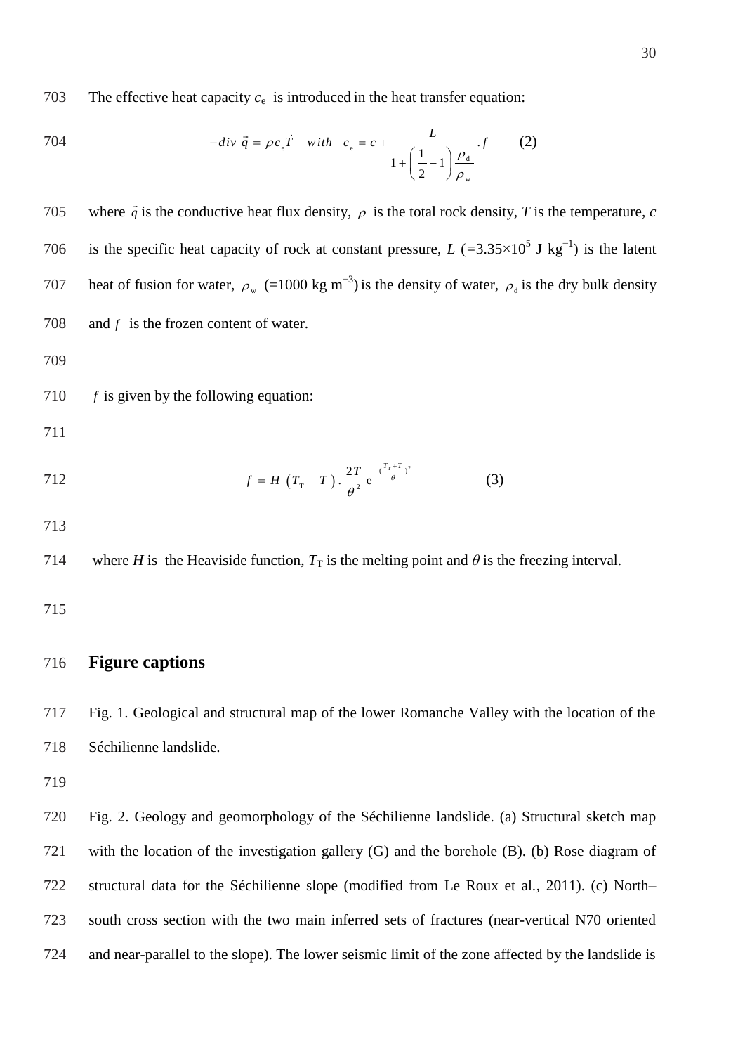The effective heat capacity $c_e$ is introduced in the heat transfer equation:

$$-div\ \vec{q} = \rho c_e \dot{T} \quad with \quad c_e = c + \frac{L}{1 + \left(\frac{1}{2} - 1\right)\frac{\rho_d}{\rho_w}} . f \qquad (2)$$

where $\vec{q}$ is the conductive heat flux density, $\rho$ is the total rock density, $T$ is the temperature, $c$ is the specific heat capacity of rock at constant pressure, $L$ (=3.35×10$^5$ J kg$^{-1}$) is the latent heat of fusion for water, $\rho_w$ (=1000 kg m$^{-3}$) is the density of water, $\rho_d$ is the dry bulk density and $f$ is the frozen content of water.

$f$ is given by the following equation:

$$f = H\ (T_T - T) . \frac{2T}{\theta^2} e^{-(\frac{T_T + T}{\theta})^2} \qquad (3)$$

where $H$ is the Heaviside function, $T_T$ is the melting point and $\theta$ is the freezing interval.

# Figure captions

Fig. 1. Geological and structural map of the lower Romanche Valley with the location of the Séchilienne landslide.

Fig. 2. Geology and geomorphology of the Séchilienne landslide. (a) Structural sketch map with the location of the investigation gallery (G) and the borehole (B). (b) Rose diagram of structural data for the Séchilienne slope (modified from Le Roux et al., 2011). (c) North–south cross section with the two main inferred sets of fractures (near-vertical N70 oriented and near-parallel to the slope). The lower seismic limit of the zone affected by the landslide is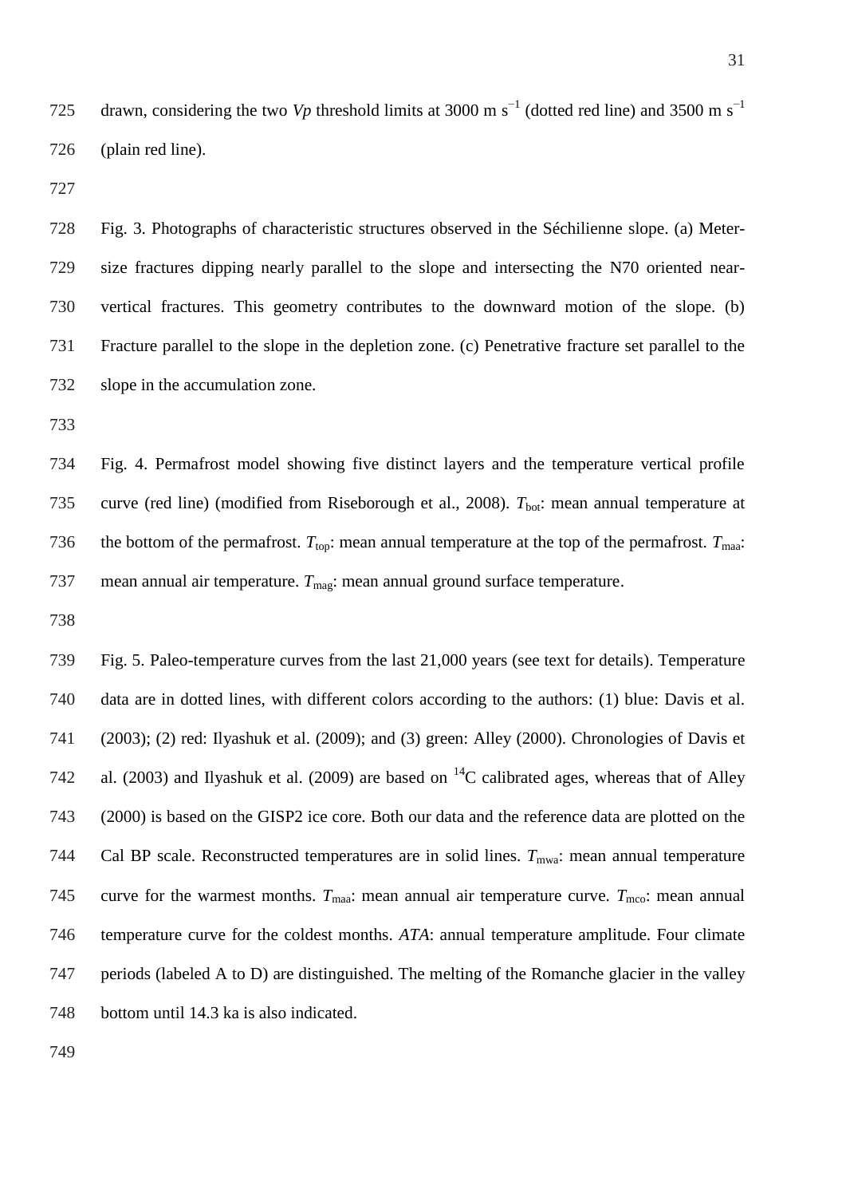drawn, considering the two *Vp* threshold limits at 3000 m s$^{-1}$ (dotted red line) and 3500 m s$^{-1}$ (plain red line).

Fig. 3. Photographs of characteristic structures observed in the Séchilienne slope. (a) Meter-size fractures dipping nearly parallel to the slope and intersecting the N70 oriented near-vertical fractures. This geometry contributes to the downward motion of the slope. (b) Fracture parallel to the slope in the depletion zone. (c) Penetrative fracture set parallel to the slope in the accumulation zone.

Fig. 4. Permafrost model showing five distinct layers and the temperature vertical profile curve (red line) (modified from Riseborough et al., 2008). $T_{bot}$: mean annual temperature at the bottom of the permafrost. $T_{top}$: mean annual temperature at the top of the permafrost. $T_{maa}$: mean annual air temperature. $T_{mag}$: mean annual ground surface temperature.

Fig. 5. Paleo-temperature curves from the last 21,000 years (see text for details). Temperature data are in dotted lines, with different colors according to the authors: (1) blue: Davis et al. (2003); (2) red: Ilyashuk et al. (2009); and (3) green: Alley (2000). Chronologies of Davis et al. (2003) and Ilyashuk et al. (2009) are based on $^{14}C$ calibrated ages, whereas that of Alley (2000) is based on the GISP2 ice core. Both our data and the reference data are plotted on the Cal BP scale. Reconstructed temperatures are in solid lines. $T_{mwa}$: mean annual temperature curve for the warmest months. $T_{maa}$: mean annual air temperature curve. $T_{mco}$: mean annual temperature curve for the coldest months. *ATA*: annual temperature amplitude. Four climate periods (labeled A to D) are distinguished. The melting of the Romanche glacier in the valley bottom until 14.3 ka is also indicated.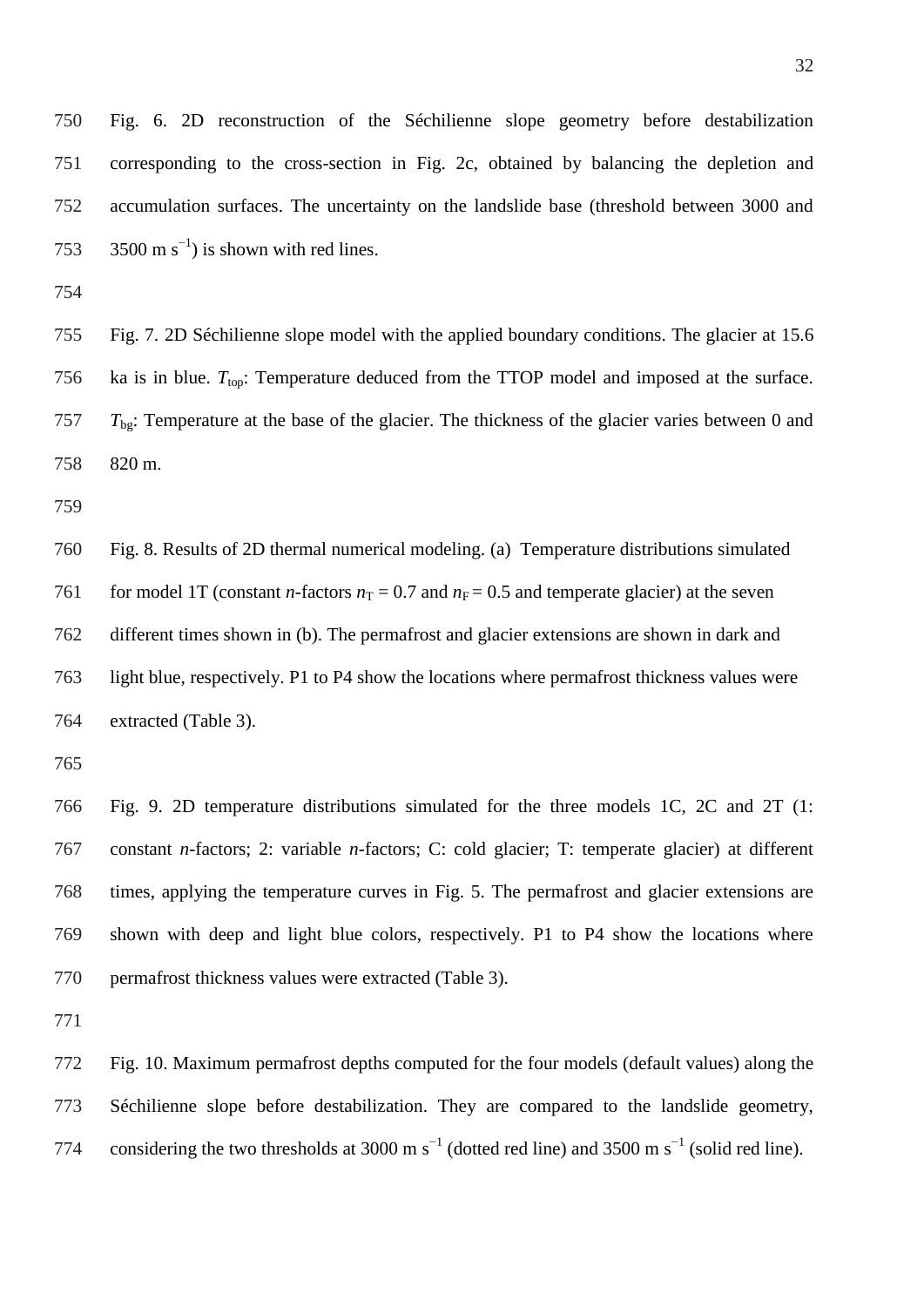Fig. 6. 2D reconstruction of the Séchilienne slope geometry before destabilization corresponding to the cross-section in Fig. 2c, obtained by balancing the depletion and accumulation surfaces. The uncertainty on the landslide base (threshold between 3000 and 3500 m $s^{-1}$) is shown with red lines.

Fig. 7. 2D Séchilienne slope model with the applied boundary conditions. The glacier at 15.6 ka is in blue. $T_{top}$: Temperature deduced from the TTOP model and imposed at the surface. $T_{bg}$: Temperature at the base of the glacier. The thickness of the glacier varies between 0 and 820 m.

Fig. 8. Results of 2D thermal numerical modeling. (a) Temperature distributions simulated for model 1T (constant *n*-factors $n_T = 0.7$ and $n_F = 0.5$ and temperate glacier) at the seven different times shown in (b). The permafrost and glacier extensions are shown in dark and light blue, respectively. P1 to P4 show the locations where permafrost thickness values were extracted (Table 3).

Fig. 9. 2D temperature distributions simulated for the three models 1C, 2C and 2T (1: constant *n*-factors; 2: variable *n*-factors; C: cold glacier; T: temperate glacier) at different times, applying the temperature curves in Fig. 5. The permafrost and glacier extensions are shown with deep and light blue colors, respectively. P1 to P4 show the locations where permafrost thickness values were extracted (Table 3).

Fig. 10. Maximum permafrost depths computed for the four models (default values) along the Séchilienne slope before destabilization. They are compared to the landslide geometry, considering the two thresholds at 3000 m $s^{-1}$ (dotted red line) and 3500 m $s^{-1}$ (solid red line).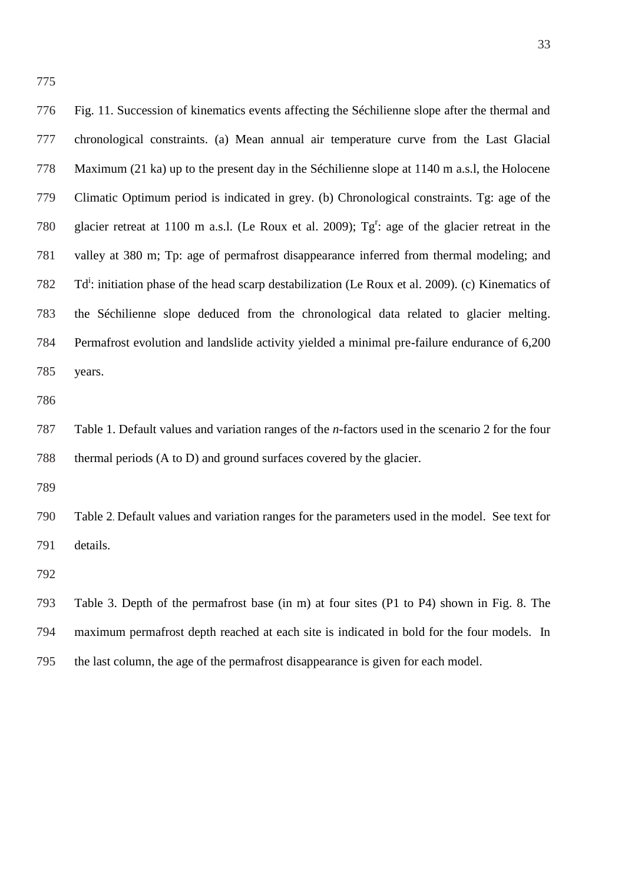Fig. 11. Succession of kinematics events affecting the Séchilienne slope after the thermal and chronological constraints. (a) Mean annual air temperature curve from the Last Glacial Maximum (21 ka) up to the present day in the Séchilienne slope at 1140 m a.s.l, the Holocene Climatic Optimum period is indicated in grey. (b) Chronological constraints. Tg: age of the glacier retreat at 1100 m a.s.l. (Le Roux et al. 2009); $Tg^r$: age of the glacier retreat in the valley at 380 m; Tp: age of permafrost disappearance inferred from thermal modeling; and $Td^i$: initiation phase of the head scarp destabilization (Le Roux et al. 2009). (c) Kinematics of the Séchilienne slope deduced from the chronological data related to glacier melting. Permafrost evolution and landslide activity yielded a minimal pre-failure endurance of 6,200 years.

Table 1. Default values and variation ranges of the *n*-factors used in the scenario 2 for the four thermal periods (A to D) and ground surfaces covered by the glacier.

Table 2. Default values and variation ranges for the parameters used in the model. See text for details.

Table 3. Depth of the permafrost base (in m) at four sites (P1 to P4) shown in Fig. 8. The maximum permafrost depth reached at each site is indicated in bold for the four models. In the last column, the age of the permafrost disappearance is given for each model.